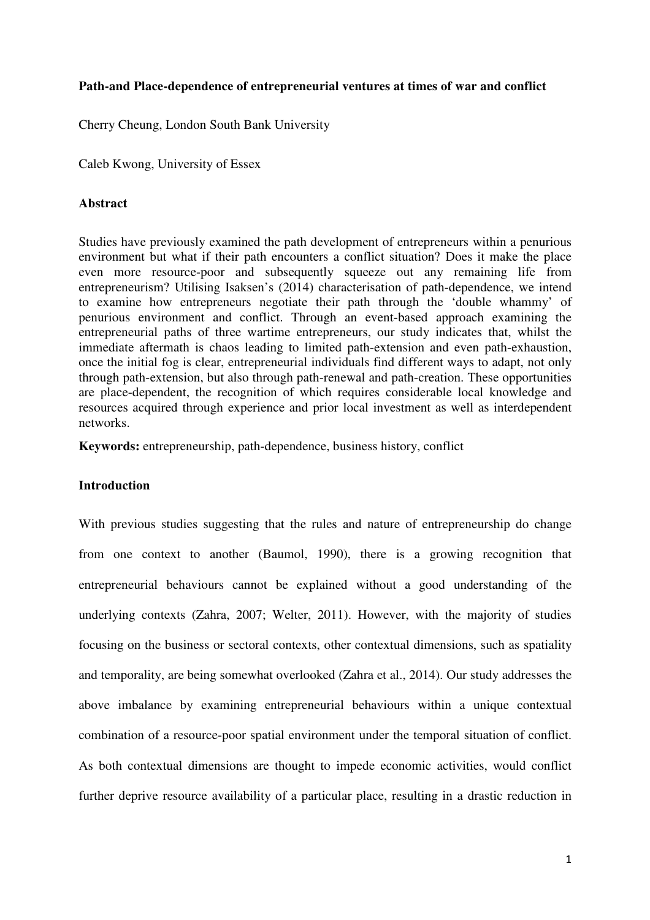# Path-and Place-dependence of entrepreneurial ventures at times of war and conflict

Cherry Cheung, London South Bank University

Caleb Kwong, University of Essex

## Abstract

Studies have previously examined the path development of entrepreneurs within a penurious environment but what if their path encounters a conflict situation? Does it make the place even more resource-poor and subsequently squeeze out any remaining life from entrepreneurism? Utilising Isaksen's (2014) characterisation of path-dependence, we intend to examine how entrepreneurs negotiate their path through the 'double whammy' of penurious environment and conflict. Through an event-based approach examining the entrepreneurial paths of three wartime entrepreneurs, our study indicates that, whilst the immediate aftermath is chaos leading to limited path-extension and even path-exhaustion, once the initial fog is clear, entrepreneurial individuals find different ways to adapt, not only through path-extension, but also through path-renewal and path-creation. These opportunities are place-dependent, the recognition of which requires considerable local knowledge and resources acquired through experience and prior local investment as well as interdependent networks.

**Keywords:** entrepreneurship, path-dependence, business history, conflict

## Introduction

With previous studies suggesting that the rules and nature of entrepreneurship do change from one context to another (Baumol, 1990), there is a growing recognition that entrepreneurial behaviours cannot be explained without a good understanding of the underlying contexts (Zahra, 2007; Welter, 2011). However, with the majority of studies focusing on the business or sectoral contexts, other contextual dimensions, such as spatiality and temporality, are being somewhat overlooked (Zahra et al., 2014). Our study addresses the above imbalance by examining entrepreneurial behaviours within a unique contextual combination of a resource-poor spatial environment under the temporal situation of conflict. As both contextual dimensions are thought to impede economic activities, would conflict further deprive resource availability of a particular place, resulting in a drastic reduction in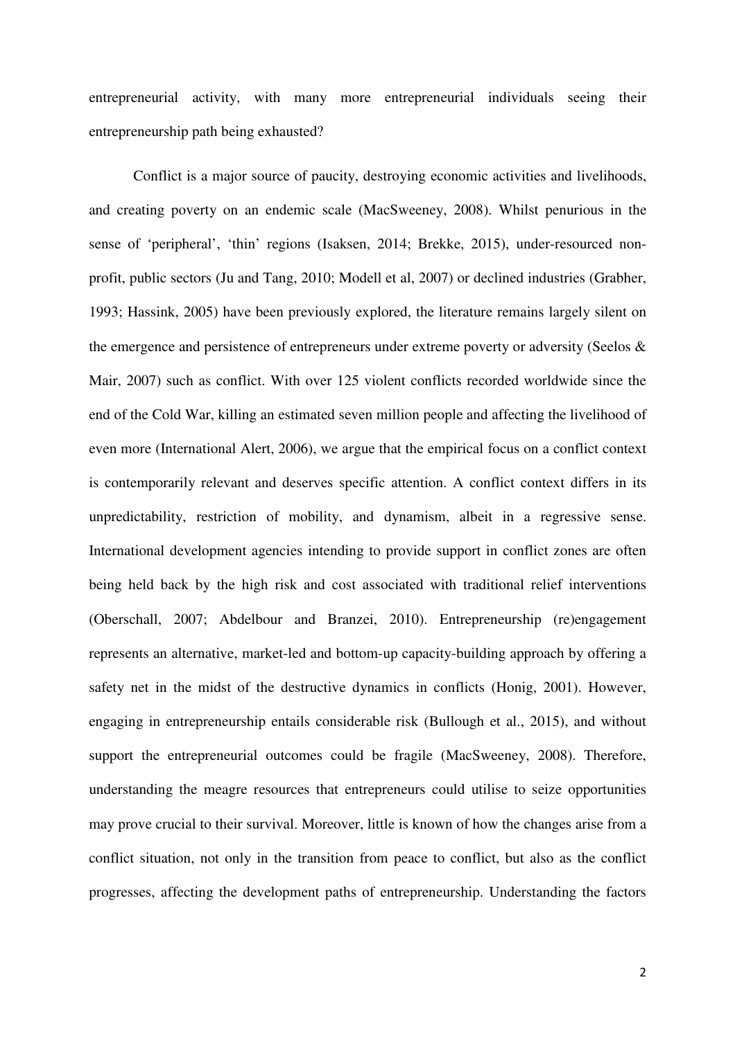entrepreneurial activity, with many more entrepreneurial individuals seeing their entrepreneurship path being exhausted?

Conflict is a major source of paucity, destroying economic activities and livelihoods, and creating poverty on an endemic scale (MacSweeney, 2008). Whilst penurious in the sense of 'peripheral', 'thin' regions (Isaksen, 2014; Brekke, 2015), under-resourced non-profit, public sectors (Ju and Tang, 2010; Modell et al, 2007) or declined industries (Grabher, 1993; Hassink, 2005) have been previously explored, the literature remains largely silent on the emergence and persistence of entrepreneurs under extreme poverty or adversity (Seelos & Mair, 2007) such as conflict. With over 125 violent conflicts recorded worldwide since the end of the Cold War, killing an estimated seven million people and affecting the livelihood of even more (International Alert, 2006), we argue that the empirical focus on a conflict context is contemporarily relevant and deserves specific attention. A conflict context differs in its unpredictability, restriction of mobility, and dynamism, albeit in a regressive sense. International development agencies intending to provide support in conflict zones are often being held back by the high risk and cost associated with traditional relief interventions (Oberschall, 2007; Abdelbour and Branzei, 2010). Entrepreneurship (re)engagement represents an alternative, market-led and bottom-up capacity-building approach by offering a safety net in the midst of the destructive dynamics in conflicts (Honig, 2001). However, engaging in entrepreneurship entails considerable risk (Bullough et al., 2015), and without support the entrepreneurial outcomes could be fragile (MacSweeney, 2008). Therefore, understanding the meagre resources that entrepreneurs could utilise to seize opportunities may prove crucial to their survival. Moreover, little is known of how the changes arise from a conflict situation, not only in the transition from peace to conflict, but also as the conflict progresses, affecting the development paths of entrepreneurship. Understanding the factors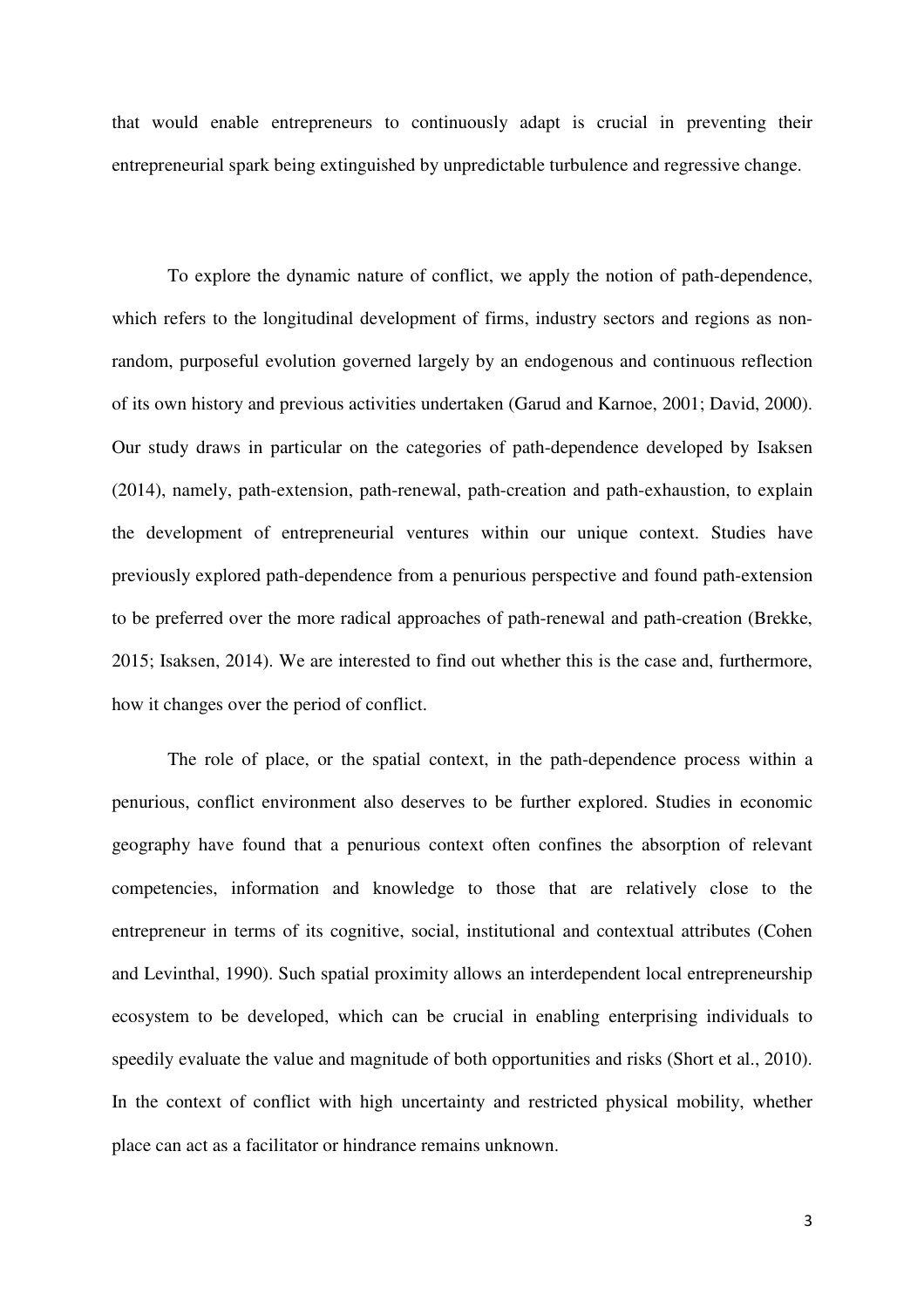that would enable entrepreneurs to continuously adapt is crucial in preventing their entrepreneurial spark being extinguished by unpredictable turbulence and regressive change.

To explore the dynamic nature of conflict, we apply the notion of path-dependence, which refers to the longitudinal development of firms, industry sectors and regions as non-random, purposeful evolution governed largely by an endogenous and continuous reflection of its own history and previous activities undertaken (Garud and Karnoe, 2001; David, 2000). Our study draws in particular on the categories of path-dependence developed by Isaksen (2014), namely, path-extension, path-renewal, path-creation and path-exhaustion, to explain the development of entrepreneurial ventures within our unique context. Studies have previously explored path-dependence from a penurious perspective and found path-extension to be preferred over the more radical approaches of path-renewal and path-creation (Brekke, 2015; Isaksen, 2014). We are interested to find out whether this is the case and, furthermore, how it changes over the period of conflict.

The role of place, or the spatial context, in the path-dependence process within a penurious, conflict environment also deserves to be further explored. Studies in economic geography have found that a penurious context often confines the absorption of relevant competencies, information and knowledge to those that are relatively close to the entrepreneur in terms of its cognitive, social, institutional and contextual attributes (Cohen and Levinthal, 1990). Such spatial proximity allows an interdependent local entrepreneurship ecosystem to be developed, which can be crucial in enabling enterprising individuals to speedily evaluate the value and magnitude of both opportunities and risks (Short et al., 2010). In the context of conflict with high uncertainty and restricted physical mobility, whether place can act as a facilitator or hindrance remains unknown.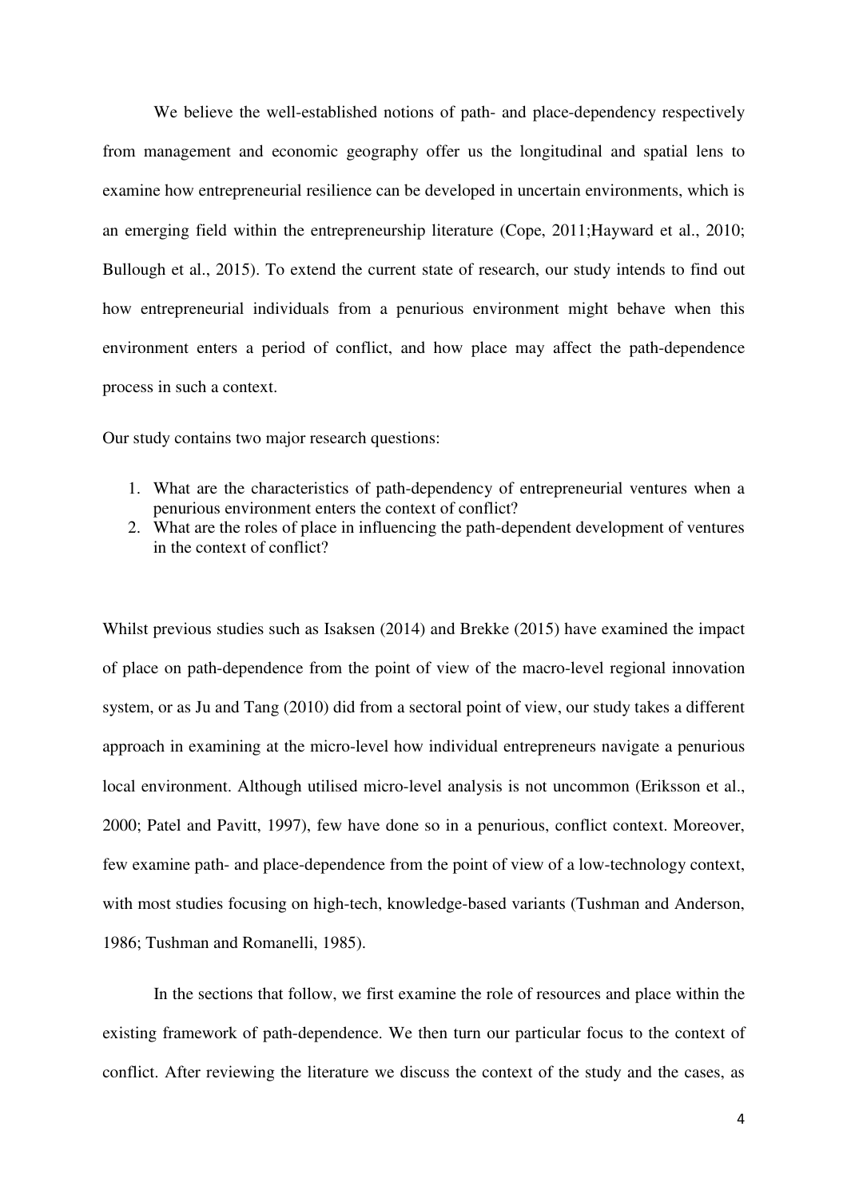We believe the well-established notions of path- and place-dependency respectively from management and economic geography offer us the longitudinal and spatial lens to examine how entrepreneurial resilience can be developed in uncertain environments, which is an emerging field within the entrepreneurship literature (Cope, 2011;Hayward et al., 2010; Bullough et al., 2015). To extend the current state of research, our study intends to find out how entrepreneurial individuals from a penurious environment might behave when this environment enters a period of conflict, and how place may affect the path-dependence process in such a context.

Our study contains two major research questions:

1. What are the characteristics of path-dependency of entrepreneurial ventures when a penurious environment enters the context of conflict?
2. What are the roles of place in influencing the path-dependent development of ventures in the context of conflict?

Whilst previous studies such as Isaksen (2014) and Brekke (2015) have examined the impact of place on path-dependence from the point of view of the macro-level regional innovation system, or as Ju and Tang (2010) did from a sectoral point of view, our study takes a different approach in examining at the micro-level how individual entrepreneurs navigate a penurious local environment. Although utilised micro-level analysis is not uncommon (Eriksson et al., 2000; Patel and Pavitt, 1997), few have done so in a penurious, conflict context. Moreover, few examine path- and place-dependence from the point of view of a low-technology context, with most studies focusing on high-tech, knowledge-based variants (Tushman and Anderson, 1986; Tushman and Romanelli, 1985).

In the sections that follow, we first examine the role of resources and place within the existing framework of path-dependence. We then turn our particular focus to the context of conflict. After reviewing the literature we discuss the context of the study and the cases, as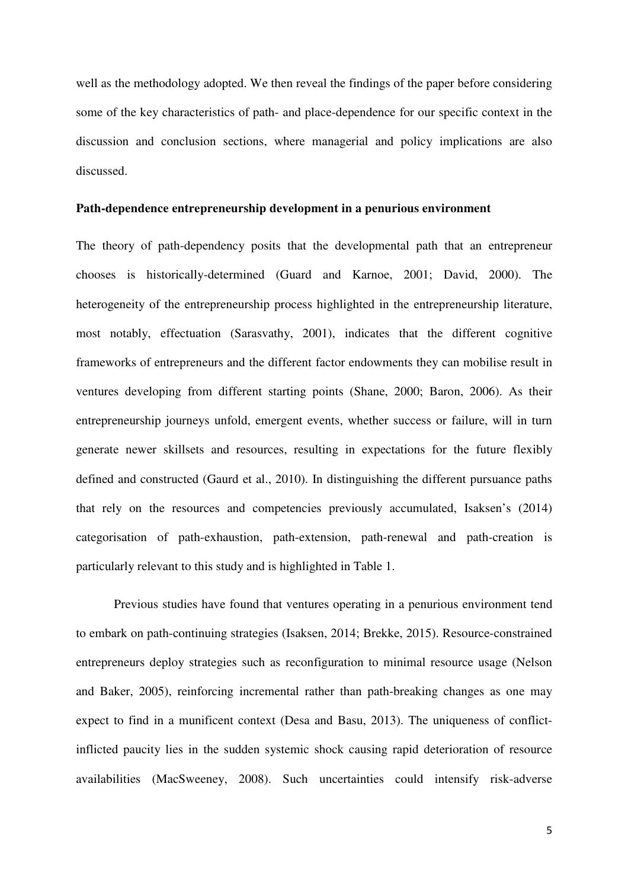well as the methodology adopted. We then reveal the findings of the paper before considering some of the key characteristics of path- and place-dependence for our specific context in the discussion and conclusion sections, where managerial and policy implications are also discussed.

**Path-dependence entrepreneurship development in a penurious environment**

The theory of path-dependency posits that the developmental path that an entrepreneur chooses is historically-determined (Guard and Karnoe, 2001; David, 2000). The heterogeneity of the entrepreneurship process highlighted in the entrepreneurship literature, most notably, effectuation (Sarasvathy, 2001), indicates that the different cognitive frameworks of entrepreneurs and the different factor endowments they can mobilise result in ventures developing from different starting points (Shane, 2000; Baron, 2006). As their entrepreneurship journeys unfold, emergent events, whether success or failure, will in turn generate newer skillsets and resources, resulting in expectations for the future flexibly defined and constructed (Gaurd et al., 2010). In distinguishing the different pursuance paths that rely on the resources and competencies previously accumulated, Isaksen's (2014) categorisation of path-exhaustion, path-extension, path-renewal and path-creation is particularly relevant to this study and is highlighted in Table 1.

Previous studies have found that ventures operating in a penurious environment tend to embark on path-continuing strategies (Isaksen, 2014; Brekke, 2015). Resource-constrained entrepreneurs deploy strategies such as reconfiguration to minimal resource usage (Nelson and Baker, 2005), reinforcing incremental rather than path-breaking changes as one may expect to find in a munificent context (Desa and Basu, 2013). The uniqueness of conflict-inflicted paucity lies in the sudden systemic shock causing rapid deterioration of resource availabilities (MacSweeney, 2008). Such uncertainties could intensify risk-adverse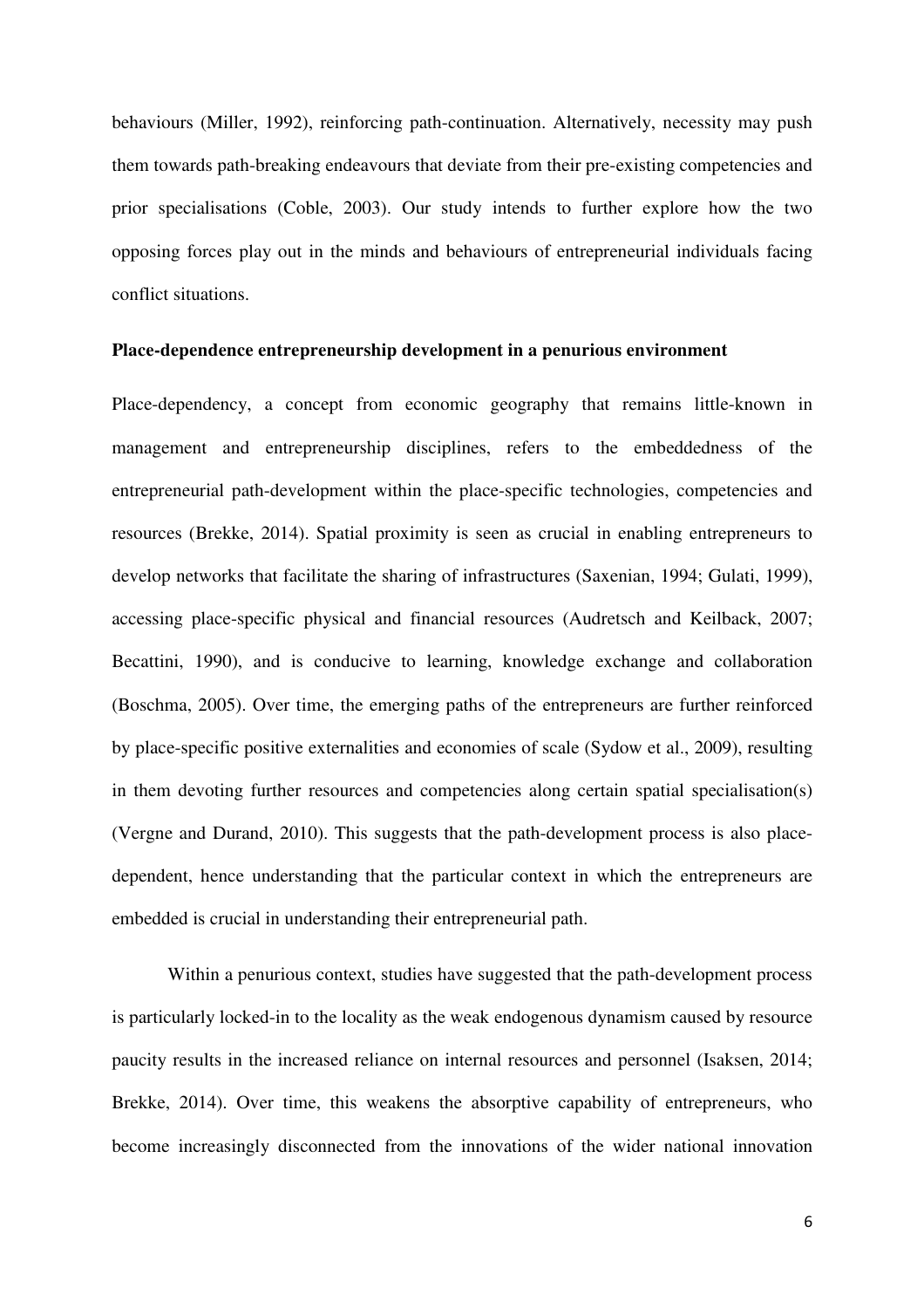behaviours (Miller, 1992), reinforcing path-continuation. Alternatively, necessity may push them towards path-breaking endeavours that deviate from their pre-existing competencies and prior specialisations (Coble, 2003). Our study intends to further explore how the two opposing forces play out in the minds and behaviours of entrepreneurial individuals facing conflict situations.

**Place-dependence entrepreneurship development in a penurious environment**

Place-dependency, a concept from economic geography that remains little-known in management and entrepreneurship disciplines, refers to the embeddedness of the entrepreneurial path-development within the place-specific technologies, competencies and resources (Brekke, 2014). Spatial proximity is seen as crucial in enabling entrepreneurs to develop networks that facilitate the sharing of infrastructures (Saxenian, 1994; Gulati, 1999), accessing place-specific physical and financial resources (Audretsch and Keilback, 2007; Becattini, 1990), and is conducive to learning, knowledge exchange and collaboration (Boschma, 2005). Over time, the emerging paths of the entrepreneurs are further reinforced by place-specific positive externalities and economies of scale (Sydow et al., 2009), resulting in them devoting further resources and competencies along certain spatial specialisation(s) (Vergne and Durand, 2010). This suggests that the path-development process is also place-dependent, hence understanding that the particular context in which the entrepreneurs are embedded is crucial in understanding their entrepreneurial path.

Within a penurious context, studies have suggested that the path-development process is particularly locked-in to the locality as the weak endogenous dynamism caused by resource paucity results in the increased reliance on internal resources and personnel (Isaksen, 2014; Brekke, 2014). Over time, this weakens the absorptive capability of entrepreneurs, who become increasingly disconnected from the innovations of the wider national innovation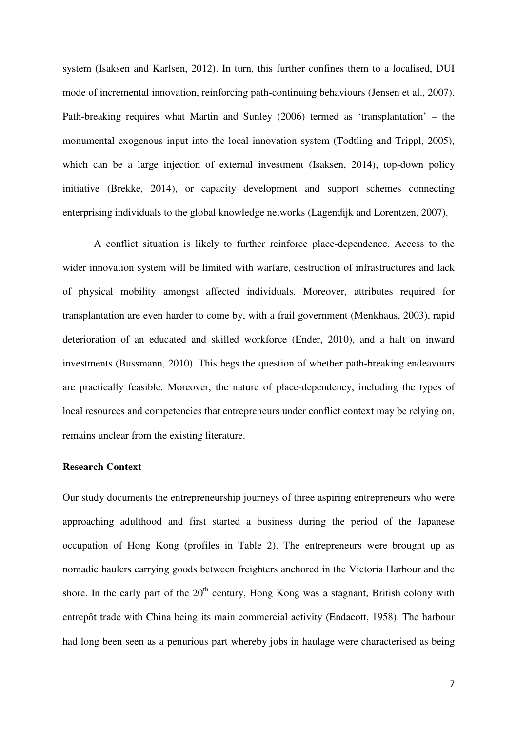system (Isaksen and Karlsen, 2012). In turn, this further confines them to a localised, DUI mode of incremental innovation, reinforcing path-continuing behaviours (Jensen et al., 2007). Path-breaking requires what Martin and Sunley (2006) termed as 'transplantation' – the monumental exogenous input into the local innovation system (Todtling and Trippl, 2005), which can be a large injection of external investment (Isaksen, 2014), top-down policy initiative (Brekke, 2014), or capacity development and support schemes connecting enterprising individuals to the global knowledge networks (Lagendijk and Lorentzen, 2007).

A conflict situation is likely to further reinforce place-dependence. Access to the wider innovation system will be limited with warfare, destruction of infrastructures and lack of physical mobility amongst affected individuals. Moreover, attributes required for transplantation are even harder to come by, with a frail government (Menkhaus, 2003), rapid deterioration of an educated and skilled workforce (Ender, 2010), and a halt on inward investments (Bussmann, 2010). This begs the question of whether path-breaking endeavours are practically feasible. Moreover, the nature of place-dependency, including the types of local resources and competencies that entrepreneurs under conflict context may be relying on, remains unclear from the existing literature.

**Research Context**

Our study documents the entrepreneurship journeys of three aspiring entrepreneurs who were approaching adulthood and first started a business during the period of the Japanese occupation of Hong Kong (profiles in Table 2). The entrepreneurs were brought up as nomadic haulers carrying goods between freighters anchored in the Victoria Harbour and the shore. In the early part of the 20th century, Hong Kong was a stagnant, British colony with entrepôt trade with China being its main commercial activity (Endacott, 1958). The harbour had long been seen as a penurious part whereby jobs in haulage were characterised as being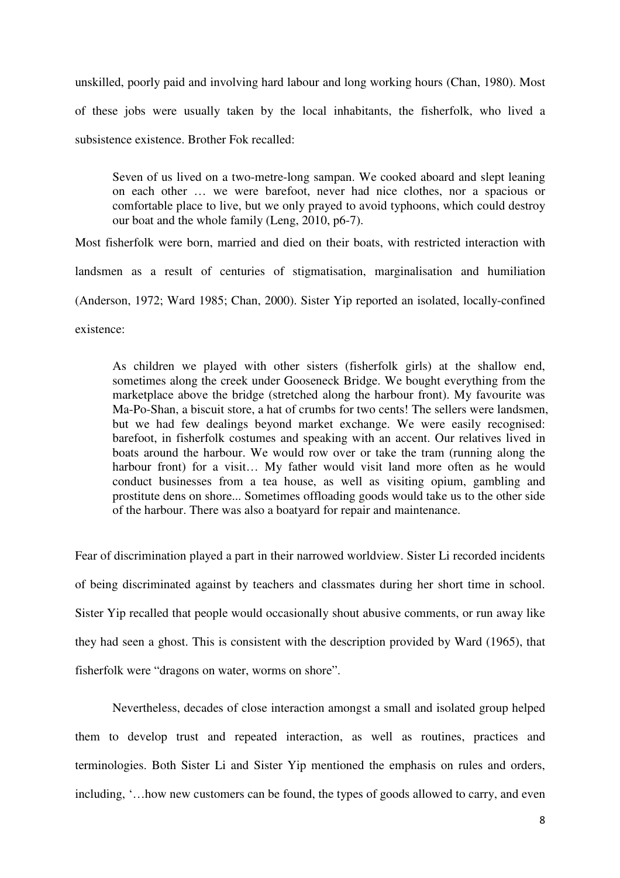unskilled, poorly paid and involving hard labour and long working hours (Chan, 1980). Most of these jobs were usually taken by the local inhabitants, the fisherfolk, who lived a subsistence existence. Brother Fok recalled:

> Seven of us lived on a two-metre-long sampan. We cooked aboard and slept leaning on each other … we were barefoot, never had nice clothes, nor a spacious or comfortable place to live, but we only prayed to avoid typhoons, which could destroy our boat and the whole family (Leng, 2010, p6-7).

Most fisherfolk were born, married and died on their boats, with restricted interaction with landsmen as a result of centuries of stigmatisation, marginalisation and humiliation (Anderson, 1972; Ward 1985; Chan, 2000). Sister Yip reported an isolated, locally-confined existence:

> As children we played with other sisters (fisherfolk girls) at the shallow end, sometimes along the creek under Gooseneck Bridge. We bought everything from the marketplace above the bridge (stretched along the harbour front). My favourite was Ma-Po-Shan, a biscuit store, a hat of crumbs for two cents! The sellers were landsmen, but we had few dealings beyond market exchange. We were easily recognised: barefoot, in fisherfolk costumes and speaking with an accent. Our relatives lived in boats around the harbour. We would row over or take the tram (running along the harbour front) for a visit… My father would visit land more often as he would conduct businesses from a tea house, as well as visiting opium, gambling and prostitute dens on shore... Sometimes offloading goods would take us to the other side of the harbour. There was also a boatyard for repair and maintenance.

Fear of discrimination played a part in their narrowed worldview. Sister Li recorded incidents of being discriminated against by teachers and classmates during her short time in school. Sister Yip recalled that people would occasionally shout abusive comments, or run away like they had seen a ghost. This is consistent with the description provided by Ward (1965), that fisherfolk were "dragons on water, worms on shore".

Nevertheless, decades of close interaction amongst a small and isolated group helped them to develop trust and repeated interaction, as well as routines, practices and terminologies. Both Sister Li and Sister Yip mentioned the emphasis on rules and orders, including, '…how new customers can be found, the types of goods allowed to carry, and even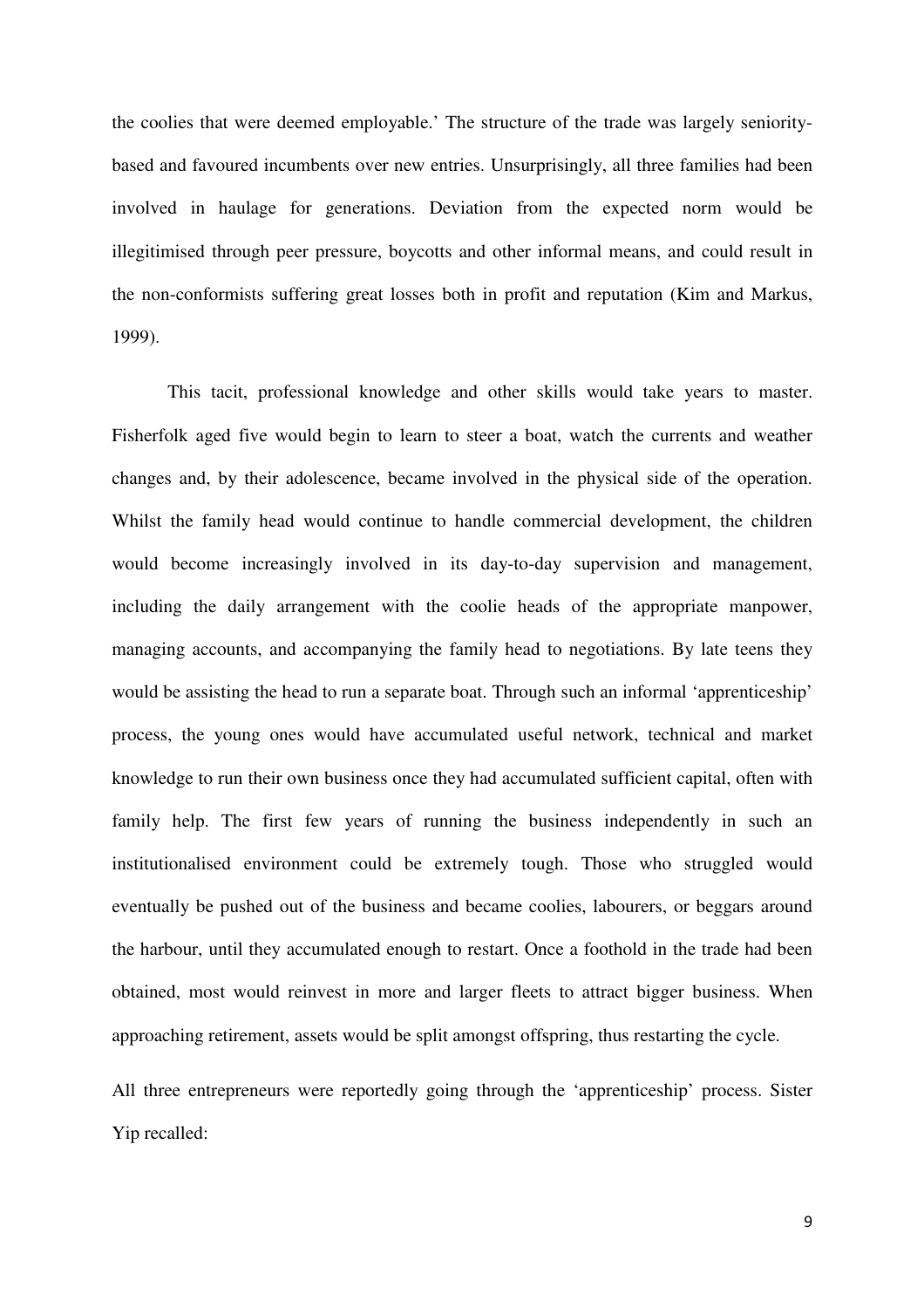the coolies that were deemed employable.' The structure of the trade was largely seniority-based and favoured incumbents over new entries. Unsurprisingly, all three families had been involved in haulage for generations. Deviation from the expected norm would be illegitimised through peer pressure, boycotts and other informal means, and could result in the non-conformists suffering great losses both in profit and reputation (Kim and Markus, 1999).

This tacit, professional knowledge and other skills would take years to master. Fisherfolk aged five would begin to learn to steer a boat, watch the currents and weather changes and, by their adolescence, became involved in the physical side of the operation. Whilst the family head would continue to handle commercial development, the children would become increasingly involved in its day-to-day supervision and management, including the daily arrangement with the coolie heads of the appropriate manpower, managing accounts, and accompanying the family head to negotiations. By late teens they would be assisting the head to run a separate boat. Through such an informal 'apprenticeship' process, the young ones would have accumulated useful network, technical and market knowledge to run their own business once they had accumulated sufficient capital, often with family help. The first few years of running the business independently in such an institutionalised environment could be extremely tough. Those who struggled would eventually be pushed out of the business and became coolies, labourers, or beggars around the harbour, until they accumulated enough to restart. Once a foothold in the trade had been obtained, most would reinvest in more and larger fleets to attract bigger business. When approaching retirement, assets would be split amongst offspring, thus restarting the cycle.

All three entrepreneurs were reportedly going through the 'apprenticeship' process. Sister Yip recalled: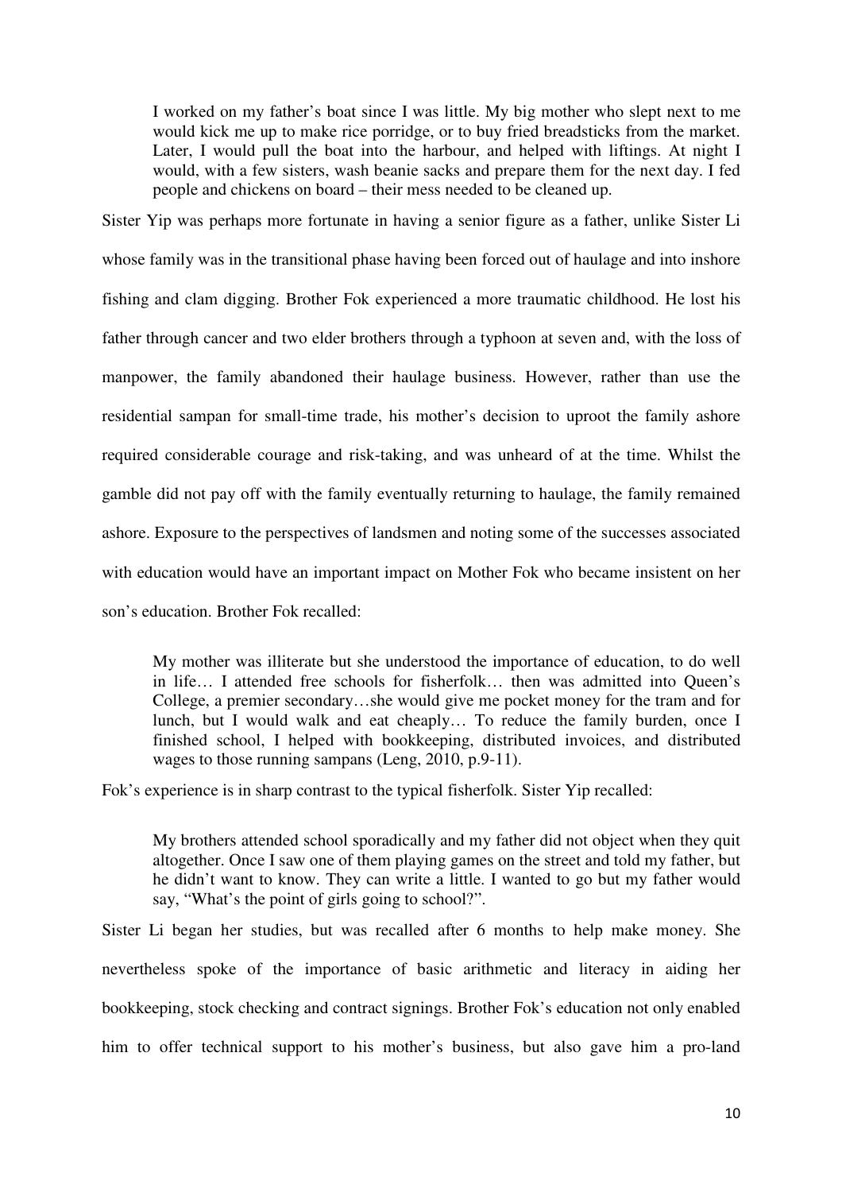> I worked on my father's boat since I was little. My big mother who slept next to me would kick me up to make rice porridge, or to buy fried breadsticks from the market. Later, I would pull the boat into the harbour, and helped with liftings. At night I would, with a few sisters, wash beanie sacks and prepare them for the next day. I fed people and chickens on board – their mess needed to be cleaned up.

Sister Yip was perhaps more fortunate in having a senior figure as a father, unlike Sister Li whose family was in the transitional phase having been forced out of haulage and into inshore fishing and clam digging. Brother Fok experienced a more traumatic childhood. He lost his father through cancer and two elder brothers through a typhoon at seven and, with the loss of manpower, the family abandoned their haulage business. However, rather than use the residential sampan for small-time trade, his mother's decision to uproot the family ashore required considerable courage and risk-taking, and was unheard of at the time. Whilst the gamble did not pay off with the family eventually returning to haulage, the family remained ashore. Exposure to the perspectives of landsmen and noting some of the successes associated with education would have an important impact on Mother Fok who became insistent on her son's education. Brother Fok recalled:

> My mother was illiterate but she understood the importance of education, to do well in life… I attended free schools for fisherfolk… then was admitted into Queen's College, a premier secondary…she would give me pocket money for the tram and for lunch, but I would walk and eat cheaply… To reduce the family burden, once I finished school, I helped with bookkeeping, distributed invoices, and distributed wages to those running sampans (Leng, 2010, p.9-11).

Fok's experience is in sharp contrast to the typical fisherfolk. Sister Yip recalled:

> My brothers attended school sporadically and my father did not object when they quit altogether. Once I saw one of them playing games on the street and told my father, but he didn't want to know. They can write a little. I wanted to go but my father would say, "What's the point of girls going to school?".

Sister Li began her studies, but was recalled after 6 months to help make money. She nevertheless spoke of the importance of basic arithmetic and literacy in aiding her bookkeeping, stock checking and contract signings. Brother Fok's education not only enabled him to offer technical support to his mother's business, but also gave him a pro-land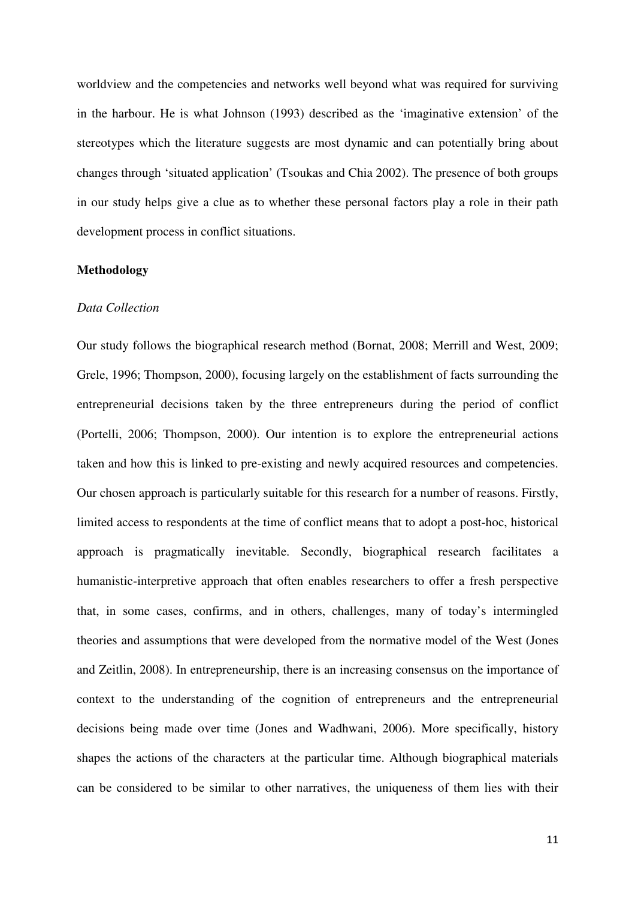worldview and the competencies and networks well beyond what was required for surviving in the harbour. He is what Johnson (1993) described as the 'imaginative extension' of the stereotypes which the literature suggests are most dynamic and can potentially bring about changes through 'situated application' (Tsoukas and Chia 2002). The presence of both groups in our study helps give a clue as to whether these personal factors play a role in their path development process in conflict situations.

## Methodology

### *Data Collection*

Our study follows the biographical research method (Bornat, 2008; Merrill and West, 2009; Grele, 1996; Thompson, 2000), focusing largely on the establishment of facts surrounding the entrepreneurial decisions taken by the three entrepreneurs during the period of conflict (Portelli, 2006; Thompson, 2000). Our intention is to explore the entrepreneurial actions taken and how this is linked to pre-existing and newly acquired resources and competencies. Our chosen approach is particularly suitable for this research for a number of reasons. Firstly, limited access to respondents at the time of conflict means that to adopt a post-hoc, historical approach is pragmatically inevitable. Secondly, biographical research facilitates a humanistic-interpretive approach that often enables researchers to offer a fresh perspective that, in some cases, confirms, and in others, challenges, many of today's intermingled theories and assumptions that were developed from the normative model of the West (Jones and Zeitlin, 2008). In entrepreneurship, there is an increasing consensus on the importance of context to the understanding of the cognition of entrepreneurs and the entrepreneurial decisions being made over time (Jones and Wadhwani, 2006). More specifically, history shapes the actions of the characters at the particular time. Although biographical materials can be considered to be similar to other narratives, the uniqueness of them lies with their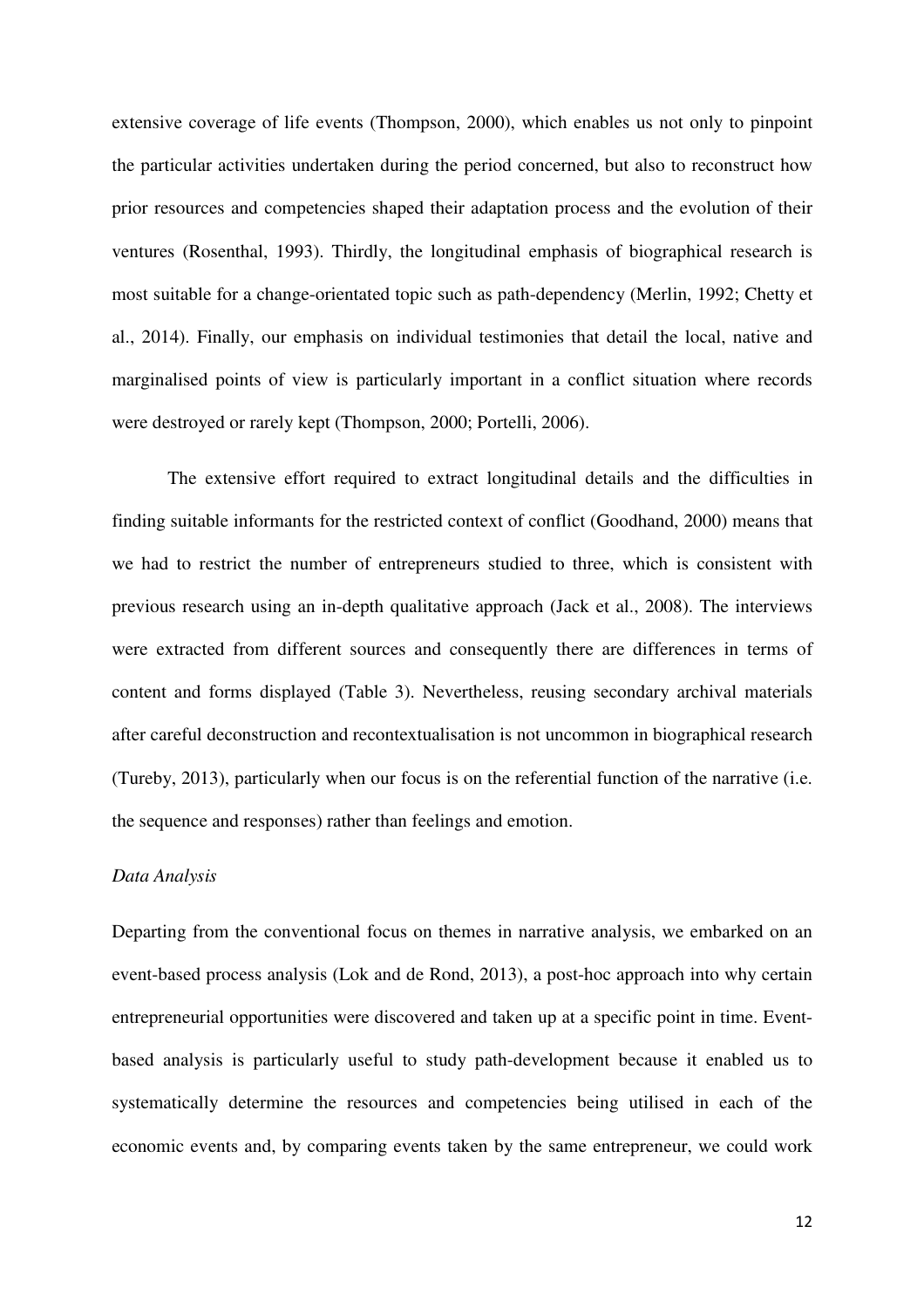extensive coverage of life events (Thompson, 2000), which enables us not only to pinpoint the particular activities undertaken during the period concerned, but also to reconstruct how prior resources and competencies shaped their adaptation process and the evolution of their ventures (Rosenthal, 1993). Thirdly, the longitudinal emphasis of biographical research is most suitable for a change-orientated topic such as path-dependency (Merlin, 1992; Chetty et al., 2014). Finally, our emphasis on individual testimonies that detail the local, native and marginalised points of view is particularly important in a conflict situation where records were destroyed or rarely kept (Thompson, 2000; Portelli, 2006).

The extensive effort required to extract longitudinal details and the difficulties in finding suitable informants for the restricted context of conflict (Goodhand, 2000) means that we had to restrict the number of entrepreneurs studied to three, which is consistent with previous research using an in-depth qualitative approach (Jack et al., 2008). The interviews were extracted from different sources and consequently there are differences in terms of content and forms displayed (Table 3). Nevertheless, reusing secondary archival materials after careful deconstruction and recontextualisation is not uncommon in biographical research (Tureby, 2013), particularly when our focus is on the referential function of the narrative (i.e. the sequence and responses) rather than feelings and emotion.

*Data Analysis*

Departing from the conventional focus on themes in narrative analysis, we embarked on an event-based process analysis (Lok and de Rond, 2013), a post-hoc approach into why certain entrepreneurial opportunities were discovered and taken up at a specific point in time. Event-based analysis is particularly useful to study path-development because it enabled us to systematically determine the resources and competencies being utilised in each of the economic events and, by comparing events taken by the same entrepreneur, we could work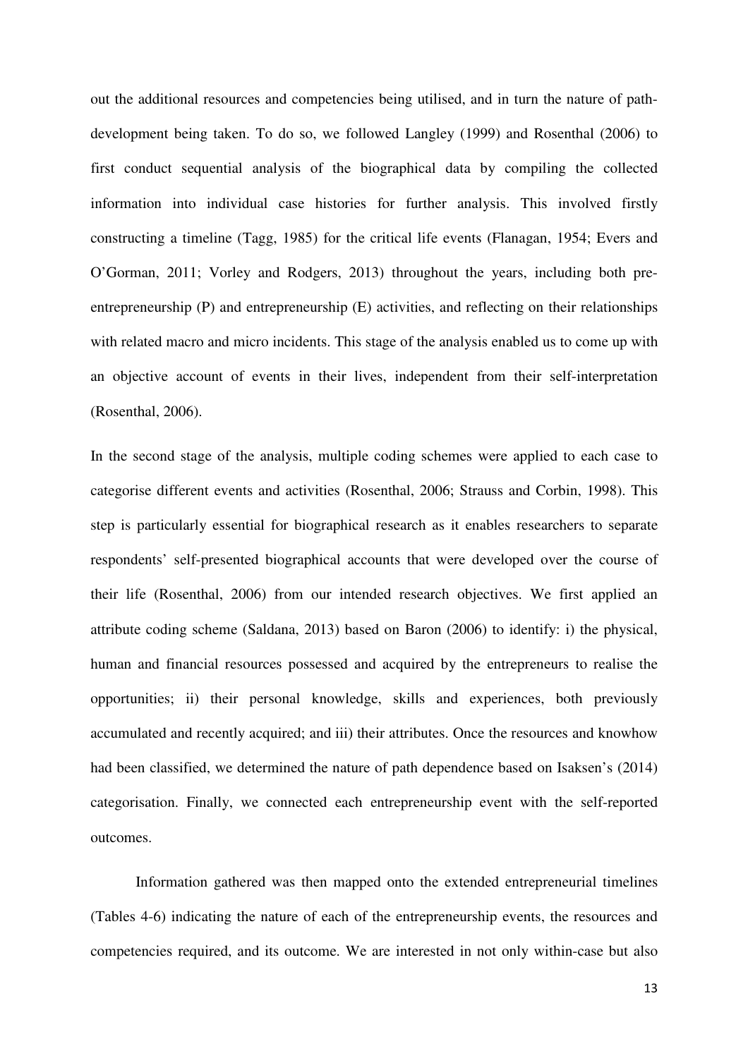out the additional resources and competencies being utilised, and in turn the nature of path-development being taken. To do so, we followed Langley (1999) and Rosenthal (2006) to first conduct sequential analysis of the biographical data by compiling the collected information into individual case histories for further analysis. This involved firstly constructing a timeline (Tagg, 1985) for the critical life events (Flanagan, 1954; Evers and O'Gorman, 2011; Vorley and Rodgers, 2013) throughout the years, including both pre-entrepreneurship (P) and entrepreneurship (E) activities, and reflecting on their relationships with related macro and micro incidents. This stage of the analysis enabled us to come up with an objective account of events in their lives, independent from their self-interpretation (Rosenthal, 2006).

In the second stage of the analysis, multiple coding schemes were applied to each case to categorise different events and activities (Rosenthal, 2006; Strauss and Corbin, 1998). This step is particularly essential for biographical research as it enables researchers to separate respondents' self-presented biographical accounts that were developed over the course of their life (Rosenthal, 2006) from our intended research objectives. We first applied an attribute coding scheme (Saldana, 2013) based on Baron (2006) to identify: i) the physical, human and financial resources possessed and acquired by the entrepreneurs to realise the opportunities; ii) their personal knowledge, skills and experiences, both previously accumulated and recently acquired; and iii) their attributes. Once the resources and knowhow had been classified, we determined the nature of path dependence based on Isaksen's (2014) categorisation. Finally, we connected each entrepreneurship event with the self-reported outcomes.

Information gathered was then mapped onto the extended entrepreneurial timelines (Tables 4-6) indicating the nature of each of the entrepreneurship events, the resources and competencies required, and its outcome. We are interested in not only within-case but also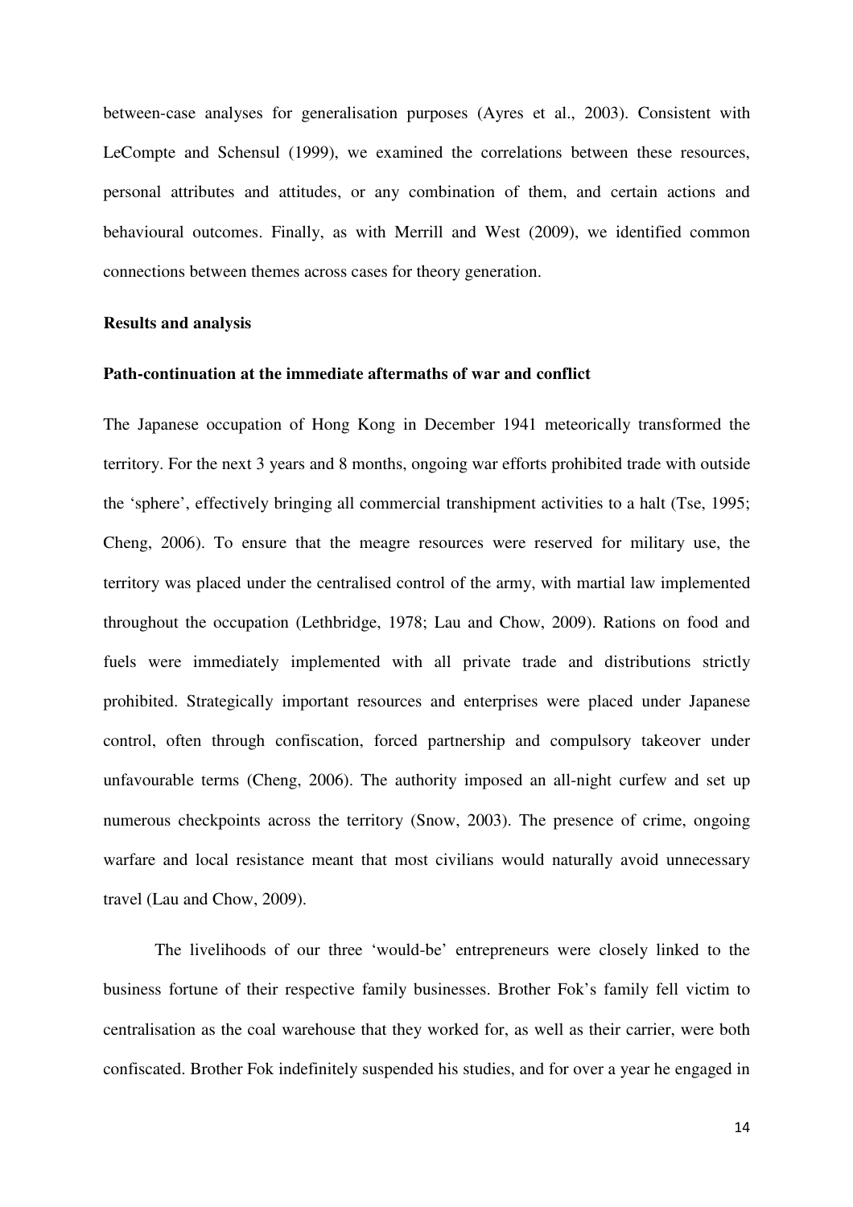between-case analyses for generalisation purposes (Ayres et al., 2003). Consistent with LeCompte and Schensul (1999), we examined the correlations between these resources, personal attributes and attitudes, or any combination of them, and certain actions and behavioural outcomes. Finally, as with Merrill and West (2009), we identified common connections between themes across cases for theory generation.

## Results and analysis

### Path-continuation at the immediate aftermaths of war and conflict

The Japanese occupation of Hong Kong in December 1941 meteorically transformed the territory. For the next 3 years and 8 months, ongoing war efforts prohibited trade with outside the 'sphere', effectively bringing all commercial transhipment activities to a halt (Tse, 1995; Cheng, 2006). To ensure that the meagre resources were reserved for military use, the territory was placed under the centralised control of the army, with martial law implemented throughout the occupation (Lethbridge, 1978; Lau and Chow, 2009). Rations on food and fuels were immediately implemented with all private trade and distributions strictly prohibited. Strategically important resources and enterprises were placed under Japanese control, often through confiscation, forced partnership and compulsory takeover under unfavourable terms (Cheng, 2006). The authority imposed an all-night curfew and set up numerous checkpoints across the territory (Snow, 2003). The presence of crime, ongoing warfare and local resistance meant that most civilians would naturally avoid unnecessary travel (Lau and Chow, 2009).

The livelihoods of our three 'would-be' entrepreneurs were closely linked to the business fortune of their respective family businesses. Brother Fok's family fell victim to centralisation as the coal warehouse that they worked for, as well as their carrier, were both confiscated. Brother Fok indefinitely suspended his studies, and for over a year he engaged in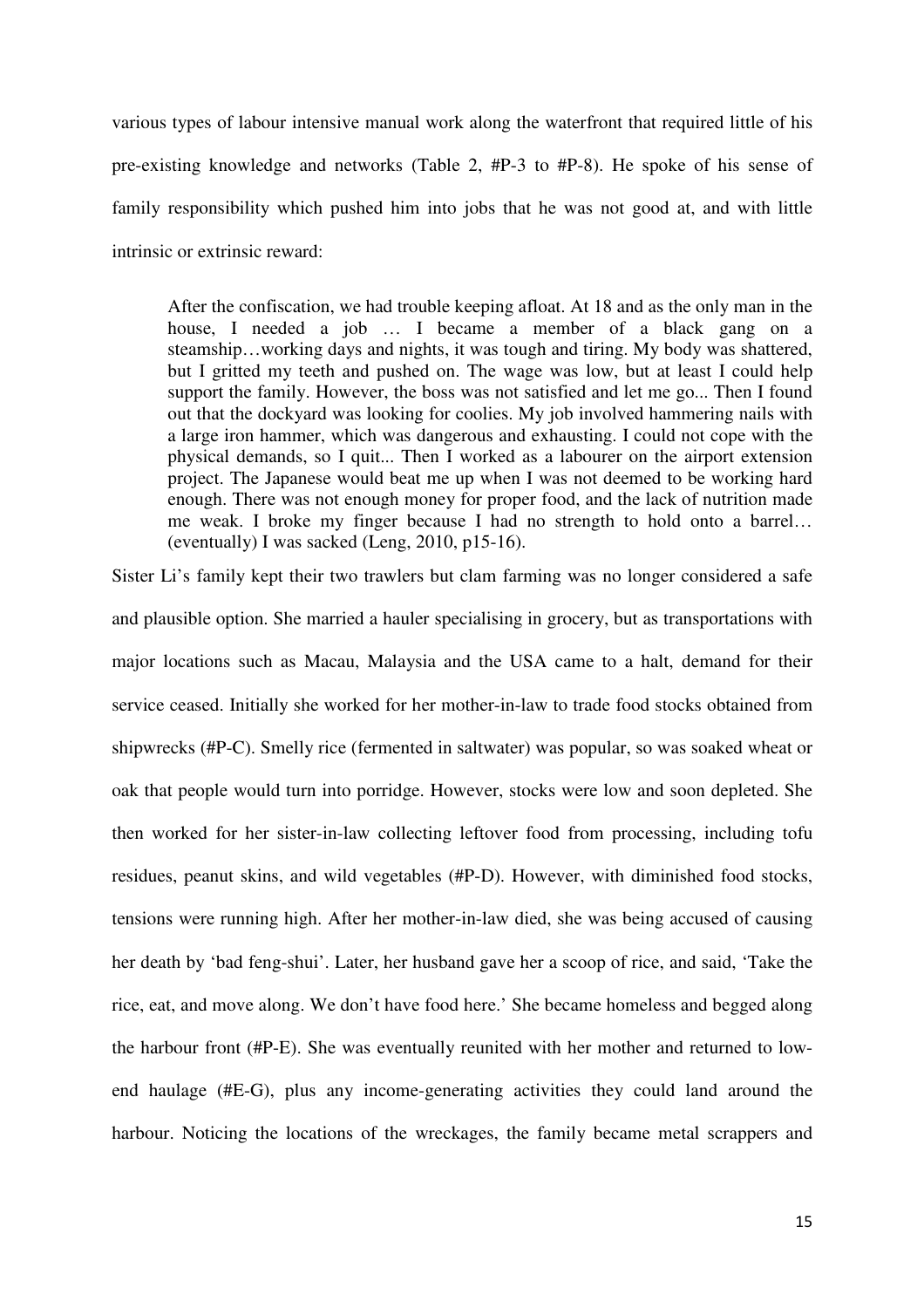various types of labour intensive manual work along the waterfront that required little of his pre-existing knowledge and networks (Table 2, #P-3 to #P-8). He spoke of his sense of family responsibility which pushed him into jobs that he was not good at, and with little intrinsic or extrinsic reward:

> After the confiscation, we had trouble keeping afloat. At 18 and as the only man in the house, I needed a job … I became a member of a black gang on a steamship…working days and nights, it was tough and tiring. My body was shattered, but I gritted my teeth and pushed on. The wage was low, but at least I could help support the family. However, the boss was not satisfied and let me go... Then I found out that the dockyard was looking for coolies. My job involved hammering nails with a large iron hammer, which was dangerous and exhausting. I could not cope with the physical demands, so I quit... Then I worked as a labourer on the airport extension project. The Japanese would beat me up when I was not deemed to be working hard enough. There was not enough money for proper food, and the lack of nutrition made me weak. I broke my finger because I had no strength to hold onto a barrel… (eventually) I was sacked (Leng, 2010, p15-16).

Sister Li's family kept their two trawlers but clam farming was no longer considered a safe and plausible option. She married a hauler specialising in grocery, but as transportations with major locations such as Macau, Malaysia and the USA came to a halt, demand for their service ceased. Initially she worked for her mother-in-law to trade food stocks obtained from shipwrecks (#P-C). Smelly rice (fermented in saltwater) was popular, so was soaked wheat or oak that people would turn into porridge. However, stocks were low and soon depleted. She then worked for her sister-in-law collecting leftover food from processing, including tofu residues, peanut skins, and wild vegetables (#P-D). However, with diminished food stocks, tensions were running high. After her mother-in-law died, she was being accused of causing her death by 'bad feng-shui'. Later, her husband gave her a scoop of rice, and said, 'Take the rice, eat, and move along. We don't have food here.' She became homeless and begged along the harbour front (#P-E). She was eventually reunited with her mother and returned to low-end haulage (#E-G), plus any income-generating activities they could land around the harbour. Noticing the locations of the wreckages, the family became metal scrappers and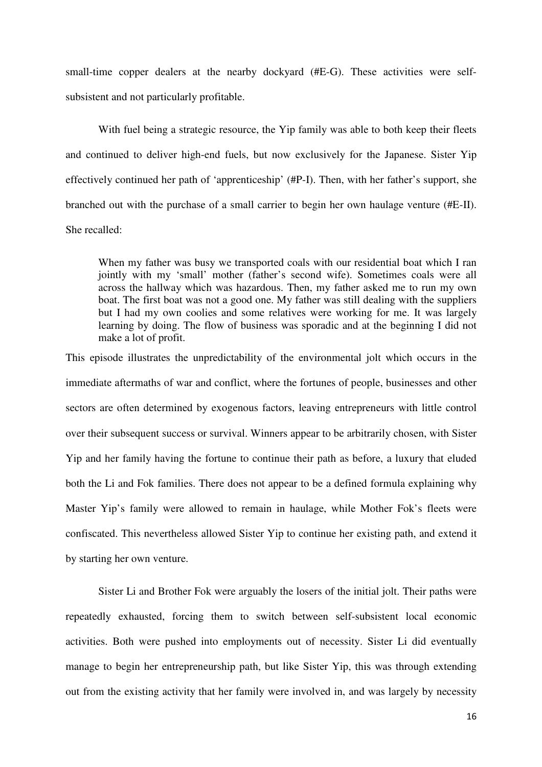small-time copper dealers at the nearby dockyard (#E-G). These activities were self-subsistent and not particularly profitable.

With fuel being a strategic resource, the Yip family was able to both keep their fleets and continued to deliver high-end fuels, but now exclusively for the Japanese. Sister Yip effectively continued her path of 'apprenticeship' (#P-I). Then, with her father's support, she branched out with the purchase of a small carrier to begin her own haulage venture (#E-II). She recalled:

> When my father was busy we transported coals with our residential boat which I ran jointly with my 'small' mother (father's second wife). Sometimes coals were all across the hallway which was hazardous. Then, my father asked me to run my own boat. The first boat was not a good one. My father was still dealing with the suppliers but I had my own coolies and some relatives were working for me. It was largely learning by doing. The flow of business was sporadic and at the beginning I did not make a lot of profit.

This episode illustrates the unpredictability of the environmental jolt which occurs in the immediate aftermaths of war and conflict, where the fortunes of people, businesses and other sectors are often determined by exogenous factors, leaving entrepreneurs with little control over their subsequent success or survival. Winners appear to be arbitrarily chosen, with Sister Yip and her family having the fortune to continue their path as before, a luxury that eluded both the Li and Fok families. There does not appear to be a defined formula explaining why Master Yip's family were allowed to remain in haulage, while Mother Fok's fleets were confiscated. This nevertheless allowed Sister Yip to continue her existing path, and extend it by starting her own venture.

Sister Li and Brother Fok were arguably the losers of the initial jolt. Their paths were repeatedly exhausted, forcing them to switch between self-subsistent local economic activities. Both were pushed into employments out of necessity. Sister Li did eventually manage to begin her entrepreneurship path, but like Sister Yip, this was through extending out from the existing activity that her family were involved in, and was largely by necessity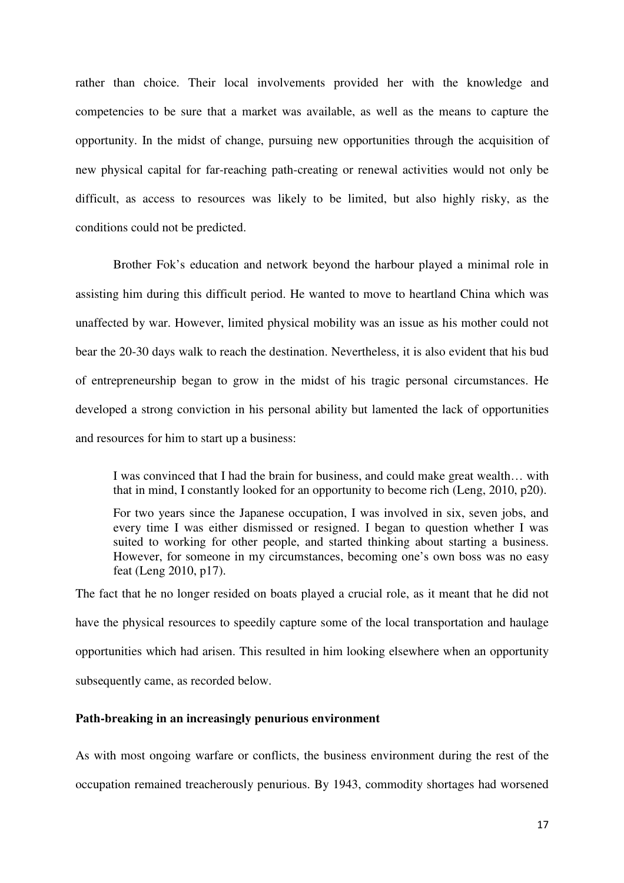rather than choice. Their local involvements provided her with the knowledge and competencies to be sure that a market was available, as well as the means to capture the opportunity. In the midst of change, pursuing new opportunities through the acquisition of new physical capital for far-reaching path-creating or renewal activities would not only be difficult, as access to resources was likely to be limited, but also highly risky, as the conditions could not be predicted.

Brother Fok's education and network beyond the harbour played a minimal role in assisting him during this difficult period. He wanted to move to heartland China which was unaffected by war. However, limited physical mobility was an issue as his mother could not bear the 20-30 days walk to reach the destination. Nevertheless, it is also evident that his bud of entrepreneurship began to grow in the midst of his tragic personal circumstances. He developed a strong conviction in his personal ability but lamented the lack of opportunities and resources for him to start up a business:

> I was convinced that I had the brain for business, and could make great wealth… with that in mind, I constantly looked for an opportunity to become rich (Leng, 2010, p20).
>
> For two years since the Japanese occupation, I was involved in six, seven jobs, and every time I was either dismissed or resigned. I began to question whether I was suited to working for other people, and started thinking about starting a business. However, for someone in my circumstances, becoming one's own boss was no easy feat (Leng 2010, p17).

The fact that he no longer resided on boats played a crucial role, as it meant that he did not have the physical resources to speedily capture some of the local transportation and haulage opportunities which had arisen. This resulted in him looking elsewhere when an opportunity subsequently came, as recorded below.

**Path-breaking in an increasingly penurious environment**

As with most ongoing warfare or conflicts, the business environment during the rest of the occupation remained treacherously penurious. By 1943, commodity shortages had worsened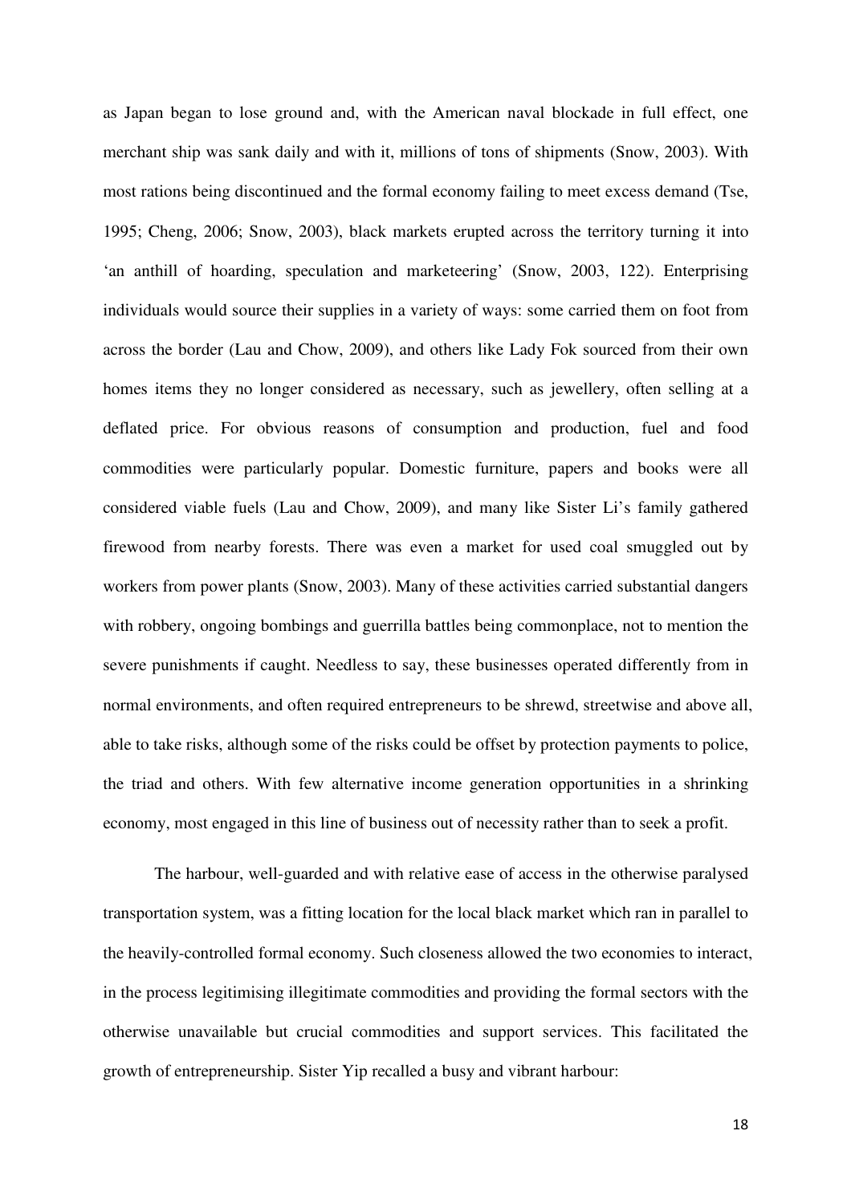as Japan began to lose ground and, with the American naval blockade in full effect, one merchant ship was sank daily and with it, millions of tons of shipments (Snow, 2003). With most rations being discontinued and the formal economy failing to meet excess demand (Tse, 1995; Cheng, 2006; Snow, 2003), black markets erupted across the territory turning it into 'an anthill of hoarding, speculation and marketeering' (Snow, 2003, 122). Enterprising individuals would source their supplies in a variety of ways: some carried them on foot from across the border (Lau and Chow, 2009), and others like Lady Fok sourced from their own homes items they no longer considered as necessary, such as jewellery, often selling at a deflated price. For obvious reasons of consumption and production, fuel and food commodities were particularly popular. Domestic furniture, papers and books were all considered viable fuels (Lau and Chow, 2009), and many like Sister Li's family gathered firewood from nearby forests. There was even a market for used coal smuggled out by workers from power plants (Snow, 2003). Many of these activities carried substantial dangers with robbery, ongoing bombings and guerrilla battles being commonplace, not to mention the severe punishments if caught. Needless to say, these businesses operated differently from in normal environments, and often required entrepreneurs to be shrewd, streetwise and above all, able to take risks, although some of the risks could be offset by protection payments to police, the triad and others. With few alternative income generation opportunities in a shrinking economy, most engaged in this line of business out of necessity rather than to seek a profit.

The harbour, well-guarded and with relative ease of access in the otherwise paralysed transportation system, was a fitting location for the local black market which ran in parallel to the heavily-controlled formal economy. Such closeness allowed the two economies to interact, in the process legitimising illegitimate commodities and providing the formal sectors with the otherwise unavailable but crucial commodities and support services. This facilitated the growth of entrepreneurship. Sister Yip recalled a busy and vibrant harbour: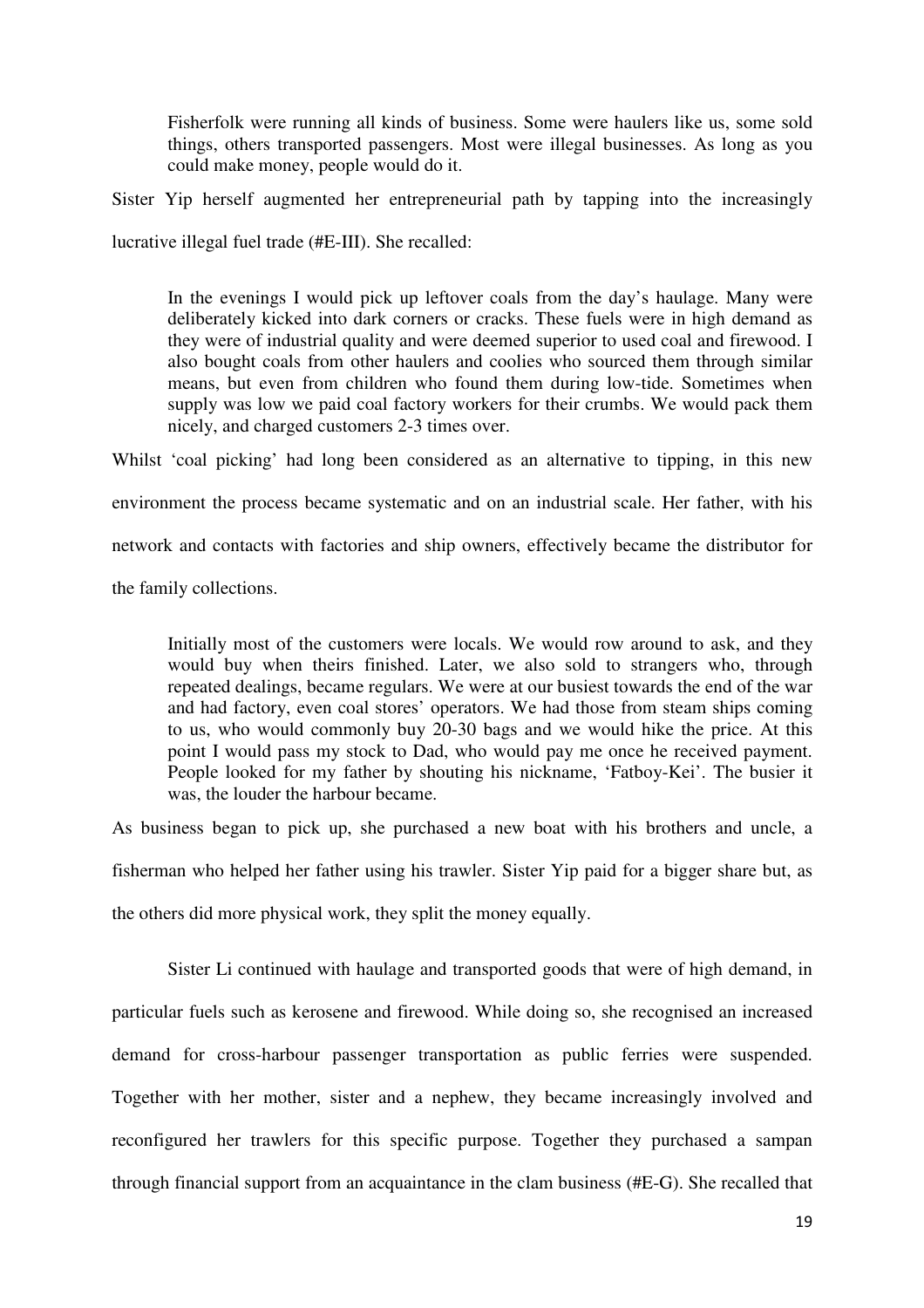> Fisherfolk were running all kinds of business. Some were haulers like us, some sold things, others transported passengers. Most were illegal businesses. As long as you could make money, people would do it.

Sister Yip herself augmented her entrepreneurial path by tapping into the increasingly lucrative illegal fuel trade (#E-III). She recalled:

> In the evenings I would pick up leftover coals from the day's haulage. Many were deliberately kicked into dark corners or cracks. These fuels were in high demand as they were of industrial quality and were deemed superior to used coal and firewood. I also bought coals from other haulers and coolies who sourced them through similar means, but even from children who found them during low-tide. Sometimes when supply was low we paid coal factory workers for their crumbs. We would pack them nicely, and charged customers 2-3 times over.

Whilst 'coal picking' had long been considered as an alternative to tipping, in this new environment the process became systematic and on an industrial scale. Her father, with his network and contacts with factories and ship owners, effectively became the distributor for the family collections.

> Initially most of the customers were locals. We would row around to ask, and they would buy when theirs finished. Later, we also sold to strangers who, through repeated dealings, became regulars. We were at our busiest towards the end of the war and had factory, even coal stores' operators. We had those from steam ships coming to us, who would commonly buy 20-30 bags and we would hike the price. At this point I would pass my stock to Dad, who would pay me once he received payment. People looked for my father by shouting his nickname, 'Fatboy-Kei'. The busier it was, the louder the harbour became.

As business began to pick up, she purchased a new boat with his brothers and uncle, a fisherman who helped her father using his trawler. Sister Yip paid for a bigger share but, as the others did more physical work, they split the money equally.

Sister Li continued with haulage and transported goods that were of high demand, in particular fuels such as kerosene and firewood. While doing so, she recognised an increased demand for cross-harbour passenger transportation as public ferries were suspended. Together with her mother, sister and a nephew, they became increasingly involved and reconfigured her trawlers for this specific purpose. Together they purchased a sampan through financial support from an acquaintance in the clam business (#E-G). She recalled that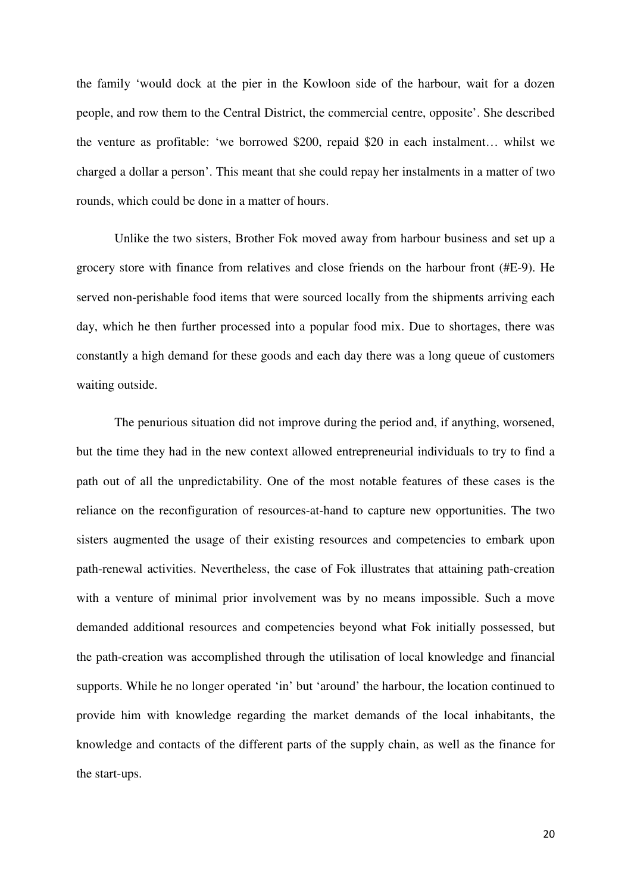the family 'would dock at the pier in the Kowloon side of the harbour, wait for a dozen people, and row them to the Central District, the commercial centre, opposite'. She described the venture as profitable: 'we borrowed $200, repaid $20 in each instalment… whilst we charged a dollar a person'. This meant that she could repay her instalments in a matter of two rounds, which could be done in a matter of hours.

Unlike the two sisters, Brother Fok moved away from harbour business and set up a grocery store with finance from relatives and close friends on the harbour front (#E-9). He served non-perishable food items that were sourced locally from the shipments arriving each day, which he then further processed into a popular food mix. Due to shortages, there was constantly a high demand for these goods and each day there was a long queue of customers waiting outside.

The penurious situation did not improve during the period and, if anything, worsened, but the time they had in the new context allowed entrepreneurial individuals to try to find a path out of all the unpredictability. One of the most notable features of these cases is the reliance on the reconfiguration of resources-at-hand to capture new opportunities. The two sisters augmented the usage of their existing resources and competencies to embark upon path-renewal activities. Nevertheless, the case of Fok illustrates that attaining path-creation with a venture of minimal prior involvement was by no means impossible. Such a move demanded additional resources and competencies beyond what Fok initially possessed, but the path-creation was accomplished through the utilisation of local knowledge and financial supports. While he no longer operated 'in' but 'around' the harbour, the location continued to provide him with knowledge regarding the market demands of the local inhabitants, the knowledge and contacts of the different parts of the supply chain, as well as the finance for the start-ups.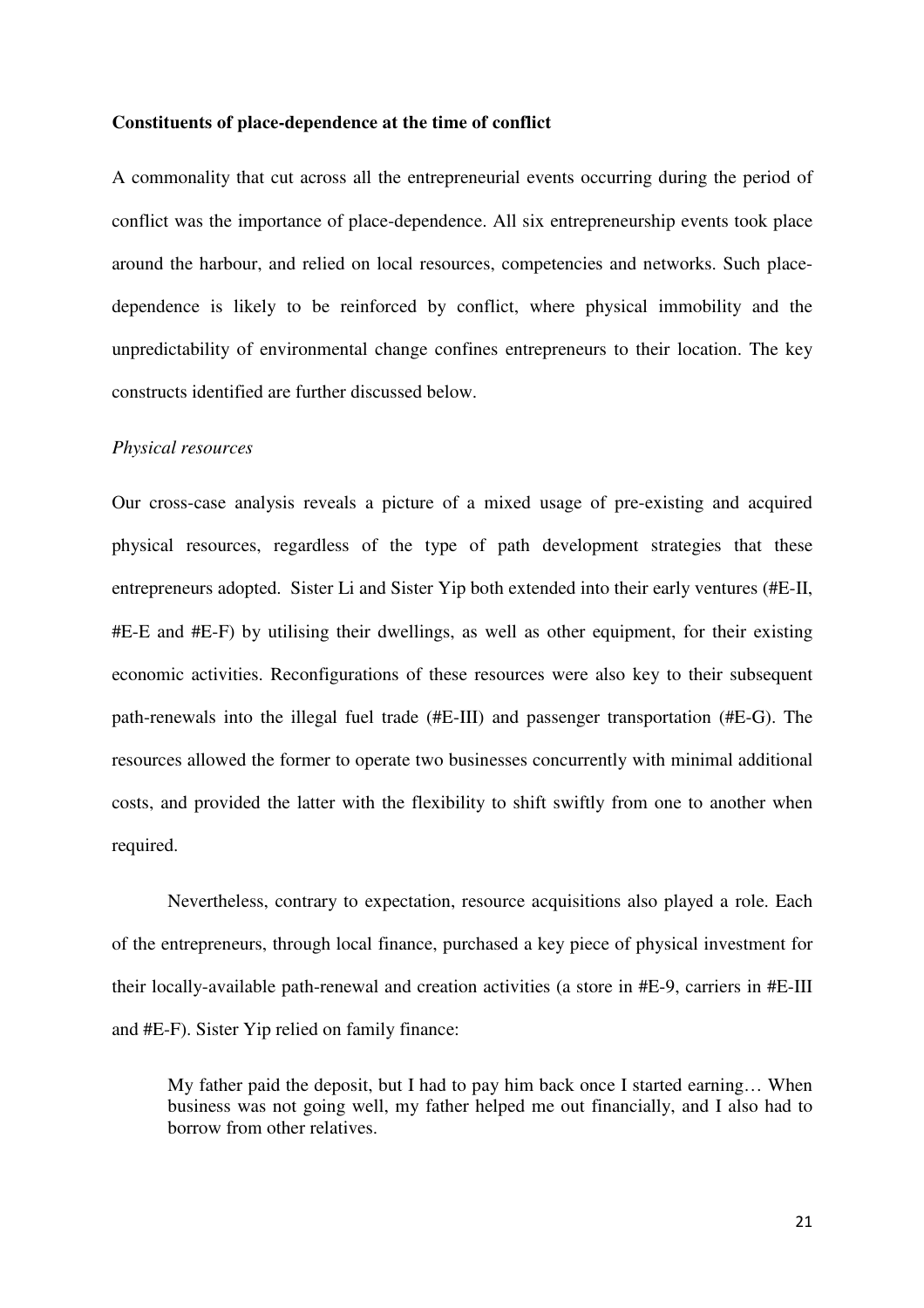**Constituents of place-dependence at the time of conflict**

A commonality that cut across all the entrepreneurial events occurring during the period of conflict was the importance of place-dependence. All six entrepreneurship events took place around the harbour, and relied on local resources, competencies and networks. Such place-dependence is likely to be reinforced by conflict, where physical immobility and the unpredictability of environmental change confines entrepreneurs to their location. The key constructs identified are further discussed below.

*Physical resources*

Our cross-case analysis reveals a picture of a mixed usage of pre-existing and acquired physical resources, regardless of the type of path development strategies that these entrepreneurs adopted. Sister Li and Sister Yip both extended into their early ventures (#E-II, #E-E and #E-F) by utilising their dwellings, as well as other equipment, for their existing economic activities. Reconfigurations of these resources were also key to their subsequent path-renewals into the illegal fuel trade (#E-III) and passenger transportation (#E-G). The resources allowed the former to operate two businesses concurrently with minimal additional costs, and provided the latter with the flexibility to shift swiftly from one to another when required.

Nevertheless, contrary to expectation, resource acquisitions also played a role. Each of the entrepreneurs, through local finance, purchased a key piece of physical investment for their locally-available path-renewal and creation activities (a store in #E-9, carriers in #E-III and #E-F). Sister Yip relied on family finance:

> My father paid the deposit, but I had to pay him back once I started earning… When business was not going well, my father helped me out financially, and I also had to borrow from other relatives.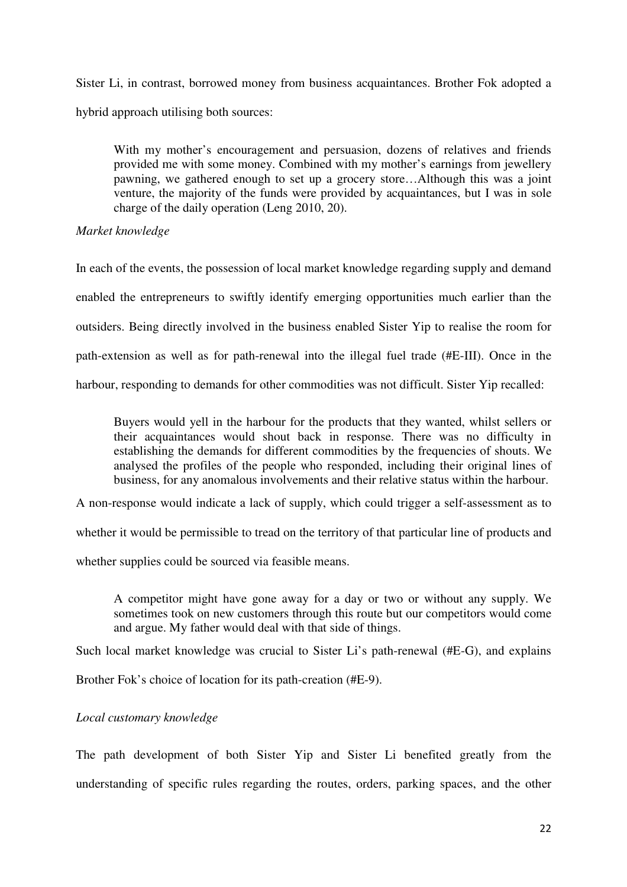Sister Li, in contrast, borrowed money from business acquaintances. Brother Fok adopted a hybrid approach utilising both sources:

> With my mother's encouragement and persuasion, dozens of relatives and friends provided me with some money. Combined with my mother's earnings from jewellery pawning, we gathered enough to set up a grocery store…Although this was a joint venture, the majority of the funds were provided by acquaintances, but I was in sole charge of the daily operation (Leng 2010, 20).

*Market knowledge*

In each of the events, the possession of local market knowledge regarding supply and demand enabled the entrepreneurs to swiftly identify emerging opportunities much earlier than the outsiders. Being directly involved in the business enabled Sister Yip to realise the room for path-extension as well as for path-renewal into the illegal fuel trade (#E-III). Once in the harbour, responding to demands for other commodities was not difficult. Sister Yip recalled:

> Buyers would yell in the harbour for the products that they wanted, whilst sellers or their acquaintances would shout back in response. There was no difficulty in establishing the demands for different commodities by the frequencies of shouts. We analysed the profiles of the people who responded, including their original lines of business, for any anomalous involvements and their relative status within the harbour.

A non-response would indicate a lack of supply, which could trigger a self-assessment as to whether it would be permissible to tread on the territory of that particular line of products and whether supplies could be sourced via feasible means.

> A competitor might have gone away for a day or two or without any supply. We sometimes took on new customers through this route but our competitors would come and argue. My father would deal with that side of things.

Such local market knowledge was crucial to Sister Li's path-renewal (#E-G), and explains Brother Fok's choice of location for its path-creation (#E-9).

*Local customary knowledge*

The path development of both Sister Yip and Sister Li benefited greatly from the understanding of specific rules regarding the routes, orders, parking spaces, and the other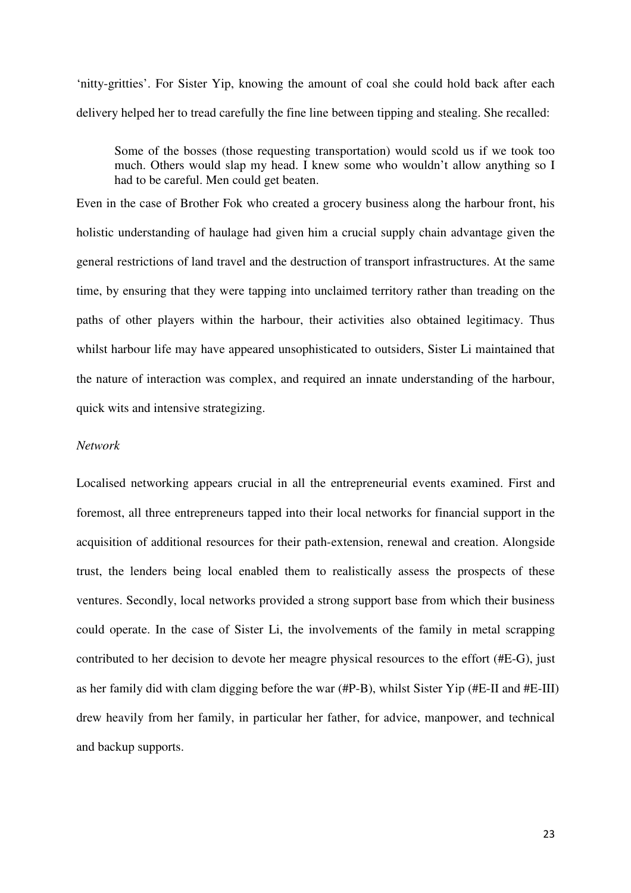'nitty-gritties'. For Sister Yip, knowing the amount of coal she could hold back after each delivery helped her to tread carefully the fine line between tipping and stealing. She recalled:

> Some of the bosses (those requesting transportation) would scold us if we took too much. Others would slap my head. I knew some who wouldn't allow anything so I had to be careful. Men could get beaten.

Even in the case of Brother Fok who created a grocery business along the harbour front, his holistic understanding of haulage had given him a crucial supply chain advantage given the general restrictions of land travel and the destruction of transport infrastructures. At the same time, by ensuring that they were tapping into unclaimed territory rather than treading on the paths of other players within the harbour, their activities also obtained legitimacy. Thus whilst harbour life may have appeared unsophisticated to outsiders, Sister Li maintained that the nature of interaction was complex, and required an innate understanding of the harbour, quick wits and intensive strategizing.

*Network*

Localised networking appears crucial in all the entrepreneurial events examined. First and foremost, all three entrepreneurs tapped into their local networks for financial support in the acquisition of additional resources for their path-extension, renewal and creation. Alongside trust, the lenders being local enabled them to realistically assess the prospects of these ventures. Secondly, local networks provided a strong support base from which their business could operate. In the case of Sister Li, the involvements of the family in metal scrapping contributed to her decision to devote her meagre physical resources to the effort (#E-G), just as her family did with clam digging before the war (#P-B), whilst Sister Yip (#E-II and #E-III) drew heavily from her family, in particular her father, for advice, manpower, and technical and backup supports.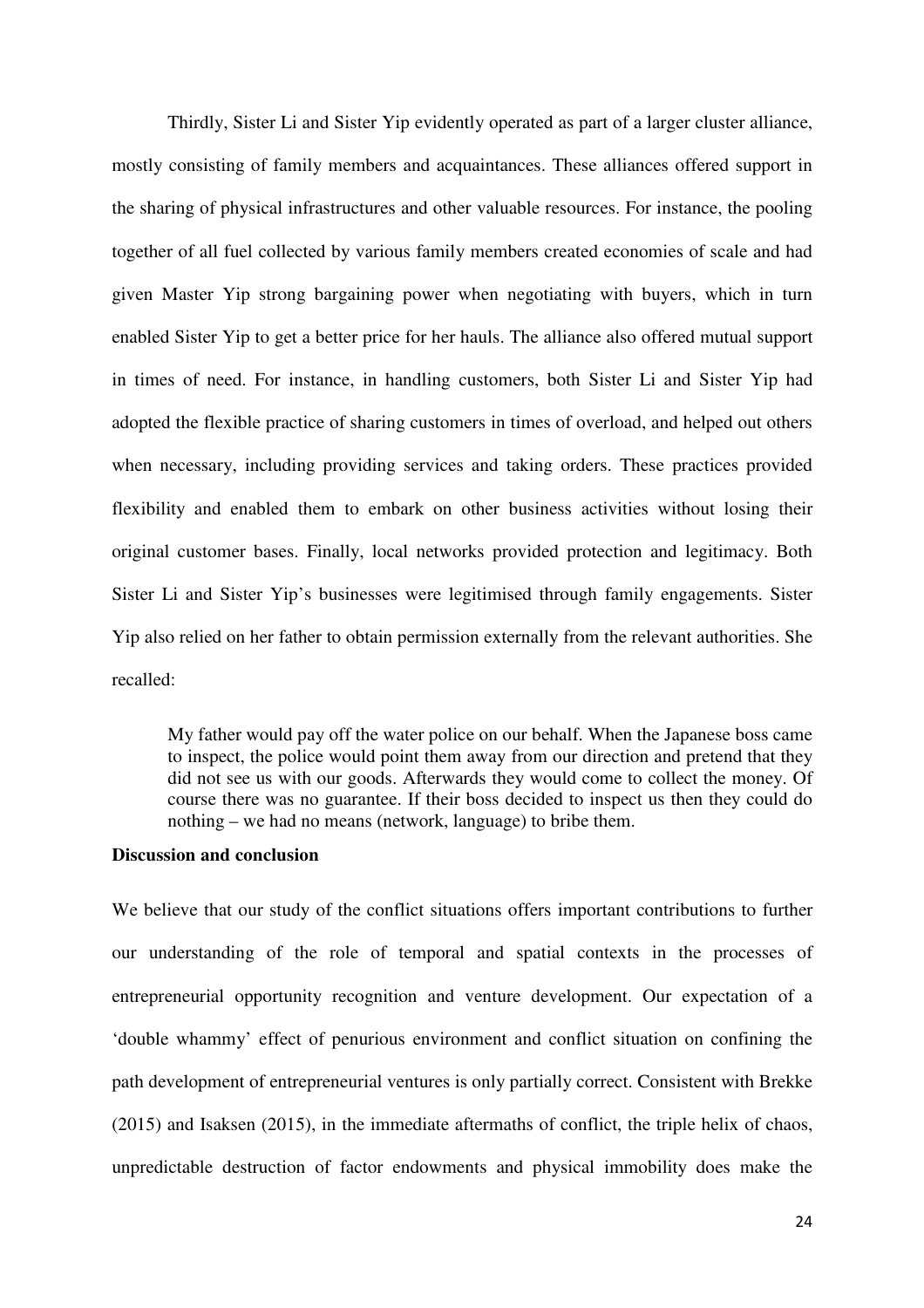Thirdly, Sister Li and Sister Yip evidently operated as part of a larger cluster alliance, mostly consisting of family members and acquaintances. These alliances offered support in the sharing of physical infrastructures and other valuable resources. For instance, the pooling together of all fuel collected by various family members created economies of scale and had given Master Yip strong bargaining power when negotiating with buyers, which in turn enabled Sister Yip to get a better price for her hauls. The alliance also offered mutual support in times of need. For instance, in handling customers, both Sister Li and Sister Yip had adopted the flexible practice of sharing customers in times of overload, and helped out others when necessary, including providing services and taking orders. These practices provided flexibility and enabled them to embark on other business activities without losing their original customer bases. Finally, local networks provided protection and legitimacy. Both Sister Li and Sister Yip's businesses were legitimised through family engagements. Sister Yip also relied on her father to obtain permission externally from the relevant authorities. She recalled:

> My father would pay off the water police on our behalf. When the Japanese boss came to inspect, the police would point them away from our direction and pretend that they did not see us with our goods. Afterwards they would come to collect the money. Of course there was no guarantee. If their boss decided to inspect us then they could do nothing – we had no means (network, language) to bribe them.

**Discussion and conclusion**

We believe that our study of the conflict situations offers important contributions to further our understanding of the role of temporal and spatial contexts in the processes of entrepreneurial opportunity recognition and venture development. Our expectation of a 'double whammy' effect of penurious environment and conflict situation on confining the path development of entrepreneurial ventures is only partially correct. Consistent with Brekke (2015) and Isaksen (2015), in the immediate aftermaths of conflict, the triple helix of chaos, unpredictable destruction of factor endowments and physical immobility does make the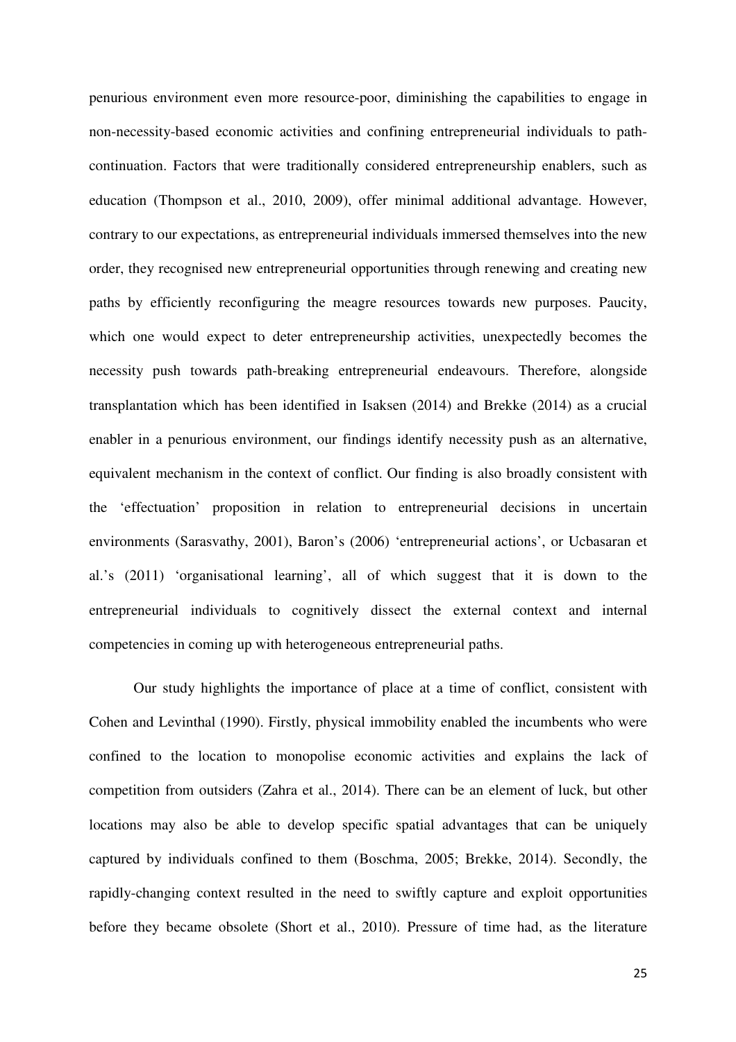penurious environment even more resource-poor, diminishing the capabilities to engage in non-necessity-based economic activities and confining entrepreneurial individuals to path-continuation. Factors that were traditionally considered entrepreneurship enablers, such as education (Thompson et al., 2010, 2009), offer minimal additional advantage. However, contrary to our expectations, as entrepreneurial individuals immersed themselves into the new order, they recognised new entrepreneurial opportunities through renewing and creating new paths by efficiently reconfiguring the meagre resources towards new purposes. Paucity, which one would expect to deter entrepreneurship activities, unexpectedly becomes the necessity push towards path-breaking entrepreneurial endeavours. Therefore, alongside transplantation which has been identified in Isaksen (2014) and Brekke (2014) as a crucial enabler in a penurious environment, our findings identify necessity push as an alternative, equivalent mechanism in the context of conflict. Our finding is also broadly consistent with the 'effectuation' proposition in relation to entrepreneurial decisions in uncertain environments (Sarasvathy, 2001), Baron's (2006) 'entrepreneurial actions', or Ucbasaran et al.'s (2011) 'organisational learning', all of which suggest that it is down to the entrepreneurial individuals to cognitively dissect the external context and internal competencies in coming up with heterogeneous entrepreneurial paths.

Our study highlights the importance of place at a time of conflict, consistent with Cohen and Levinthal (1990). Firstly, physical immobility enabled the incumbents who were confined to the location to monopolise economic activities and explains the lack of competition from outsiders (Zahra et al., 2014). There can be an element of luck, but other locations may also be able to develop specific spatial advantages that can be uniquely captured by individuals confined to them (Boschma, 2005; Brekke, 2014). Secondly, the rapidly-changing context resulted in the need to swiftly capture and exploit opportunities before they became obsolete (Short et al., 2010). Pressure of time had, as the literature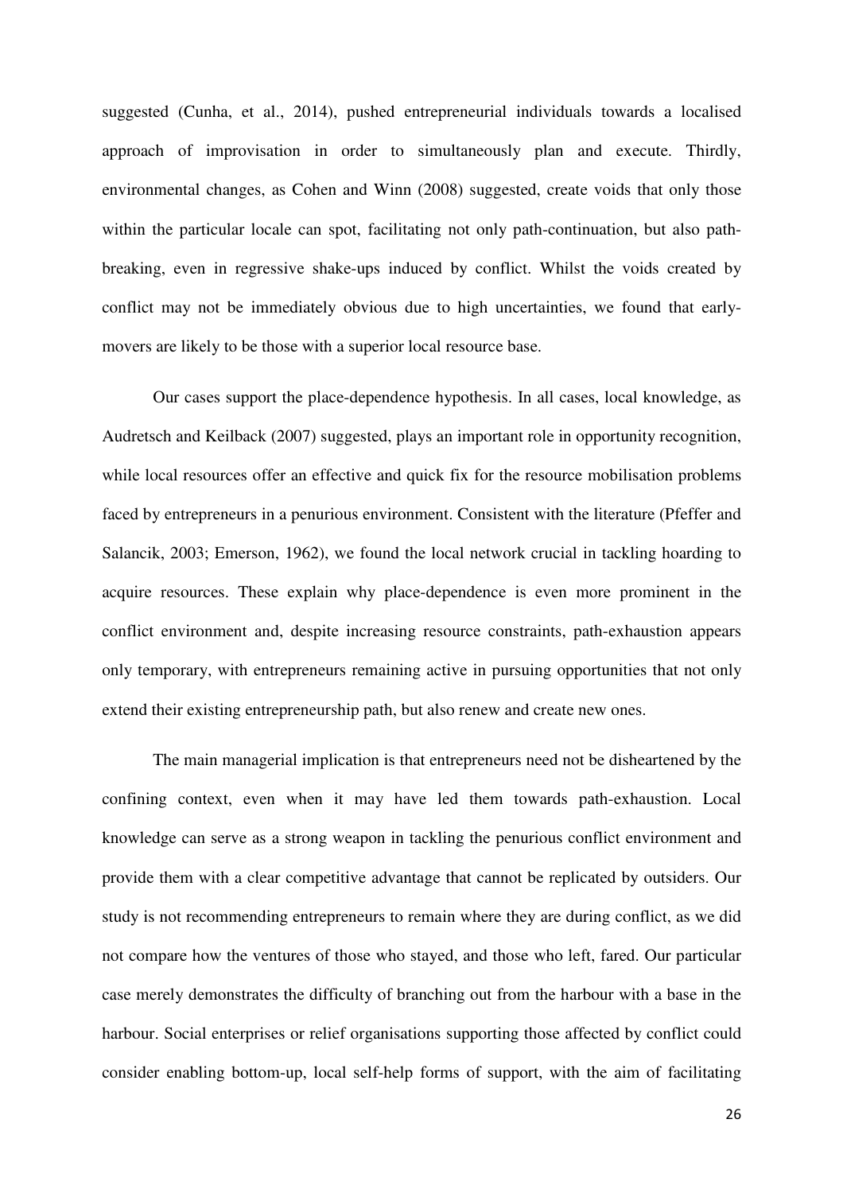suggested (Cunha, et al., 2014), pushed entrepreneurial individuals towards a localised approach of improvisation in order to simultaneously plan and execute. Thirdly, environmental changes, as Cohen and Winn (2008) suggested, create voids that only those within the particular locale can spot, facilitating not only path-continuation, but also path-breaking, even in regressive shake-ups induced by conflict. Whilst the voids created by conflict may not be immediately obvious due to high uncertainties, we found that early-movers are likely to be those with a superior local resource base.

Our cases support the place-dependence hypothesis. In all cases, local knowledge, as Audretsch and Keilback (2007) suggested, plays an important role in opportunity recognition, while local resources offer an effective and quick fix for the resource mobilisation problems faced by entrepreneurs in a penurious environment. Consistent with the literature (Pfeffer and Salancik, 2003; Emerson, 1962), we found the local network crucial in tackling hoarding to acquire resources. These explain why place-dependence is even more prominent in the conflict environment and, despite increasing resource constraints, path-exhaustion appears only temporary, with entrepreneurs remaining active in pursuing opportunities that not only extend their existing entrepreneurship path, but also renew and create new ones.

The main managerial implication is that entrepreneurs need not be disheartened by the confining context, even when it may have led them towards path-exhaustion. Local knowledge can serve as a strong weapon in tackling the penurious conflict environment and provide them with a clear competitive advantage that cannot be replicated by outsiders. Our study is not recommending entrepreneurs to remain where they are during conflict, as we did not compare how the ventures of those who stayed, and those who left, fared. Our particular case merely demonstrates the difficulty of branching out from the harbour with a base in the harbour. Social enterprises or relief organisations supporting those affected by conflict could consider enabling bottom-up, local self-help forms of support, with the aim of facilitating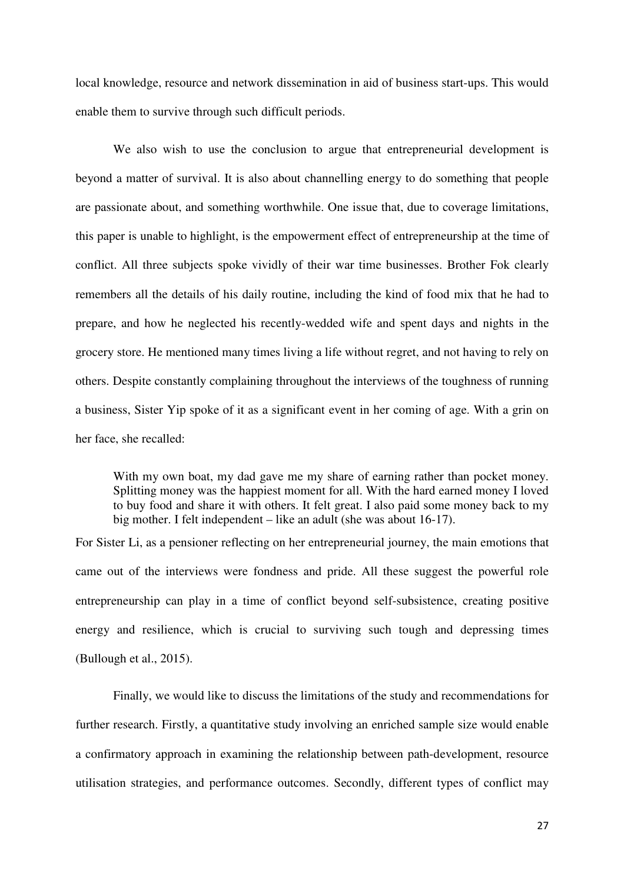local knowledge, resource and network dissemination in aid of business start-ups. This would enable them to survive through such difficult periods.

We also wish to use the conclusion to argue that entrepreneurial development is beyond a matter of survival. It is also about channelling energy to do something that people are passionate about, and something worthwhile. One issue that, due to coverage limitations, this paper is unable to highlight, is the empowerment effect of entrepreneurship at the time of conflict. All three subjects spoke vividly of their war time businesses. Brother Fok clearly remembers all the details of his daily routine, including the kind of food mix that he had to prepare, and how he neglected his recently-wedded wife and spent days and nights in the grocery store. He mentioned many times living a life without regret, and not having to rely on others. Despite constantly complaining throughout the interviews of the toughness of running a business, Sister Yip spoke of it as a significant event in her coming of age. With a grin on her face, she recalled:

> With my own boat, my dad gave me my share of earning rather than pocket money. Splitting money was the happiest moment for all. With the hard earned money I loved to buy food and share it with others. It felt great. I also paid some money back to my big mother. I felt independent – like an adult (she was about 16-17).

For Sister Li, as a pensioner reflecting on her entrepreneurial journey, the main emotions that came out of the interviews were fondness and pride. All these suggest the powerful role entrepreneurship can play in a time of conflict beyond self-subsistence, creating positive energy and resilience, which is crucial to surviving such tough and depressing times (Bullough et al., 2015).

Finally, we would like to discuss the limitations of the study and recommendations for further research. Firstly, a quantitative study involving an enriched sample size would enable a confirmatory approach in examining the relationship between path-development, resource utilisation strategies, and performance outcomes. Secondly, different types of conflict may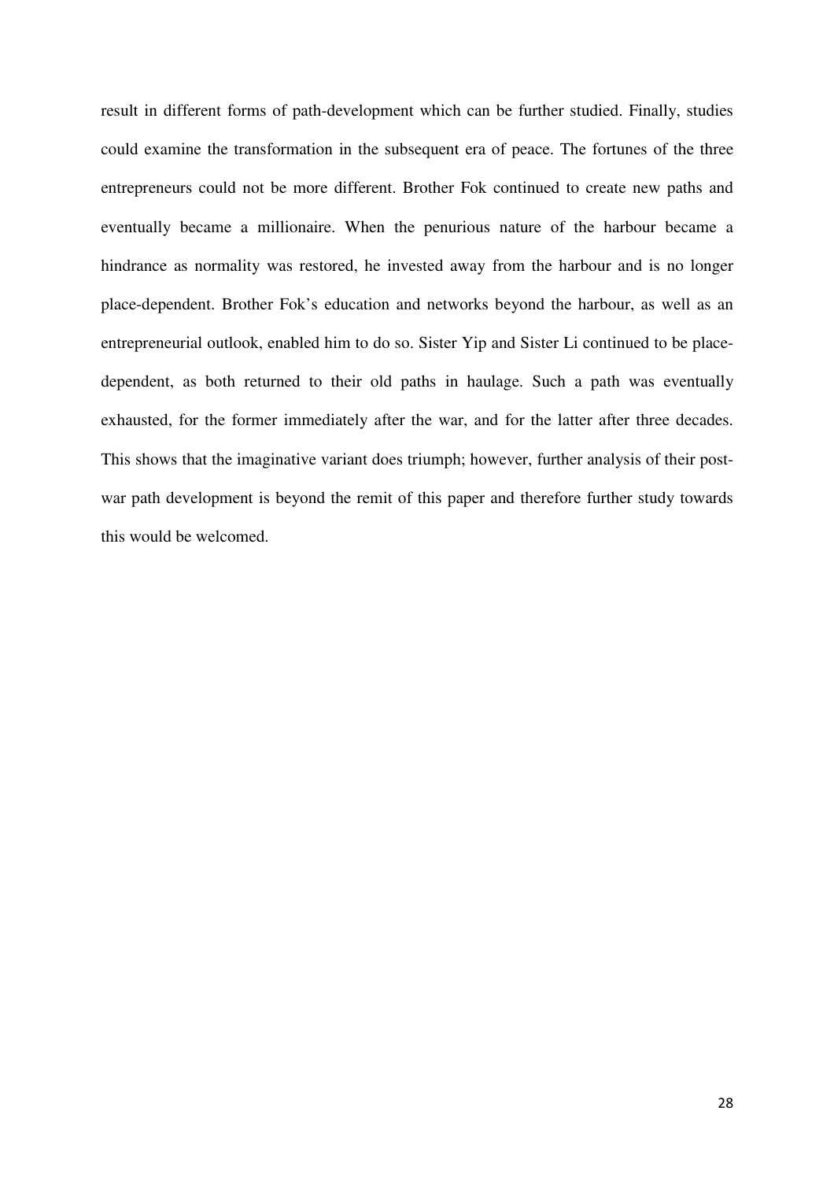result in different forms of path-development which can be further studied. Finally, studies could examine the transformation in the subsequent era of peace. The fortunes of the three entrepreneurs could not be more different. Brother Fok continued to create new paths and eventually became a millionaire. When the penurious nature of the harbour became a hindrance as normality was restored, he invested away from the harbour and is no longer place-dependent. Brother Fok's education and networks beyond the harbour, as well as an entrepreneurial outlook, enabled him to do so. Sister Yip and Sister Li continued to be place-dependent, as both returned to their old paths in haulage. Such a path was eventually exhausted, for the former immediately after the war, and for the latter after three decades. This shows that the imaginative variant does triumph; however, further analysis of their post-war path development is beyond the remit of this paper and therefore further study towards this would be welcomed.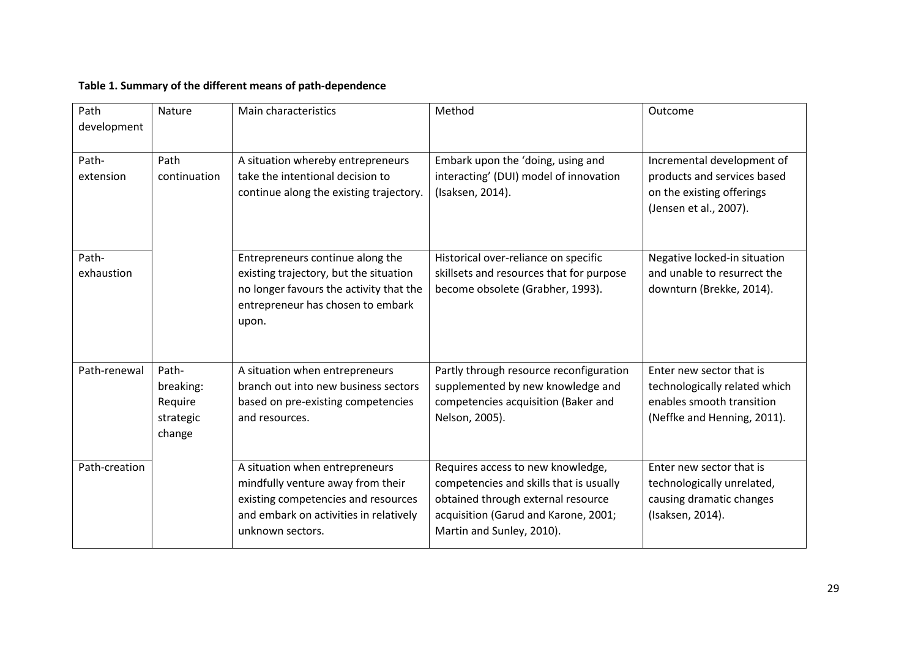**Table 1. Summary of the different means of path-dependence**

| Path development | Nature | Main characteristics | Method | Outcome |
|---|---|---|---|---|
| Path-extension | Path continuation | A situation whereby entrepreneurs take the intentional decision to continue along the existing trajectory. | Embark upon the 'doing, using and interacting' (DUI) model of innovation (Isaksen, 2014). | Incremental development of products and services based on the existing offerings (Jensen et al., 2007). |
| Path-exhaustion | | Entrepreneurs continue along the existing trajectory, but the situation no longer favours the activity that the entrepreneur has chosen to embark upon. | Historical over-reliance on specific skillsets and resources that for purpose become obsolete (Grabher, 1993). | Negative locked-in situation and unable to resurrect the downturn (Brekke, 2014). |
| Path-renewal | Path-breaking: Require strategic change | A situation when entrepreneurs branch out into new business sectors based on pre-existing competencies and resources. | Partly through resource reconfiguration supplemented by new knowledge and competencies acquisition (Baker and Nelson, 2005). | Enter new sector that is technologically related which enables smooth transition (Neffke and Henning, 2011). |
| Path-creation | | A situation when entrepreneurs mindfully venture away from their existing competencies and resources and embark on activities in relatively unknown sectors. | Requires access to new knowledge, competencies and skills that is usually obtained through external resource acquisition (Garud and Karone, 2001; Martin and Sunley, 2010). | Enter new sector that is technologically unrelated, causing dramatic changes (Isaksen, 2014). |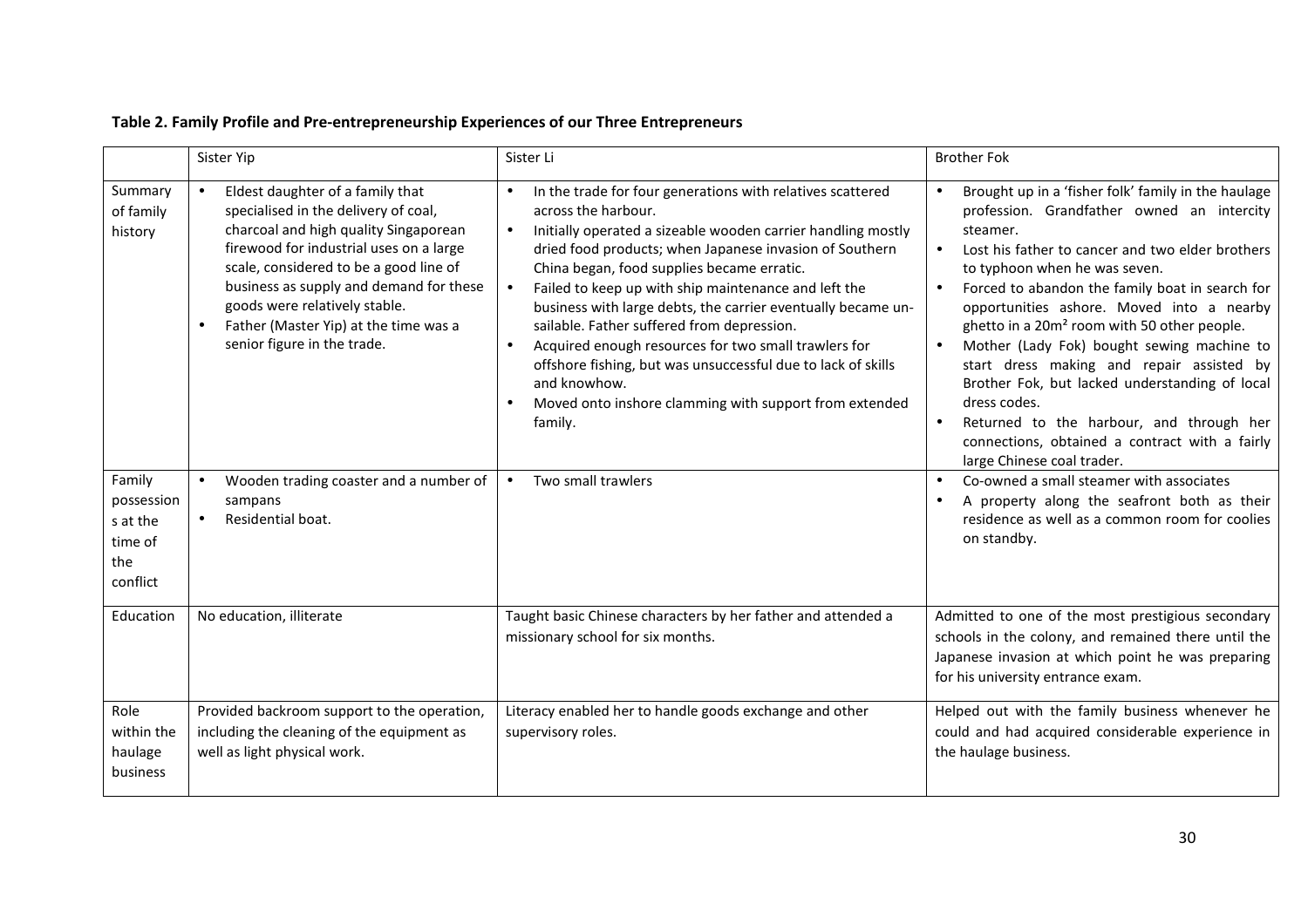**Table 2. Family Profile and Pre-entrepreneurship Experiences of our Three Entrepreneurs**

| | Sister Yip | Sister Li | Brother Fok |
|---|---|---|---|
| Summary of family history | • Eldest daughter of a family that specialised in the delivery of coal, charcoal and high quality Singaporean firewood for industrial uses on a large scale, considered to be a good line of business as supply and demand for these goods were relatively stable.<br>• Father (Master Yip) at the time was a senior figure in the trade. | • In the trade for four generations with relatives scattered across the harbour.<br>• Initially operated a sizeable wooden carrier handling mostly dried food products; when Japanese invasion of Southern China began, food supplies became erratic.<br>• Failed to keep up with ship maintenance and left the business with large debts, the carrier eventually became un-sailable. Father suffered from depression.<br>• Acquired enough resources for two small trawlers for offshore fishing, but was unsuccessful due to lack of skills and knowhow.<br>• Moved onto inshore clamming with support from extended family. | • Brought up in a 'fisher folk' family in the haulage profession. Grandfather owned an intercity steamer.<br>• Lost his father to cancer and two elder brothers to typhoon when he was seven.<br>• Forced to abandon the family boat in search for opportunities ashore. Moved into a nearby ghetto in a 20m² room with 50 other people.<br>• Mother (Lady Fok) bought sewing machine to start dress making and repair assisted by Brother Fok, but lacked understanding of local dress codes.<br>• Returned to the harbour, and through her connections, obtained a contract with a fairly large Chinese coal trader. |
| Family possessions at the time of the conflict | • Wooden trading coaster and a number of sampans<br>• Residential boat. | • Two small trawlers | • Co-owned a small steamer with associates<br>• A property along the seafront both as their residence as well as a common room for coolies on standby. |
| Education | No education, illiterate | Taught basic Chinese characters by her father and attended a missionary school for six months. | Admitted to one of the most prestigious secondary schools in the colony, and remained there until the Japanese invasion at which point he was preparing for his university entrance exam. |
| Role within the haulage business | Provided backroom support to the operation, including the cleaning of the equipment as well as light physical work. | Literacy enabled her to handle goods exchange and other supervisory roles. | Helped out with the family business whenever he could and had acquired considerable experience in the haulage business. |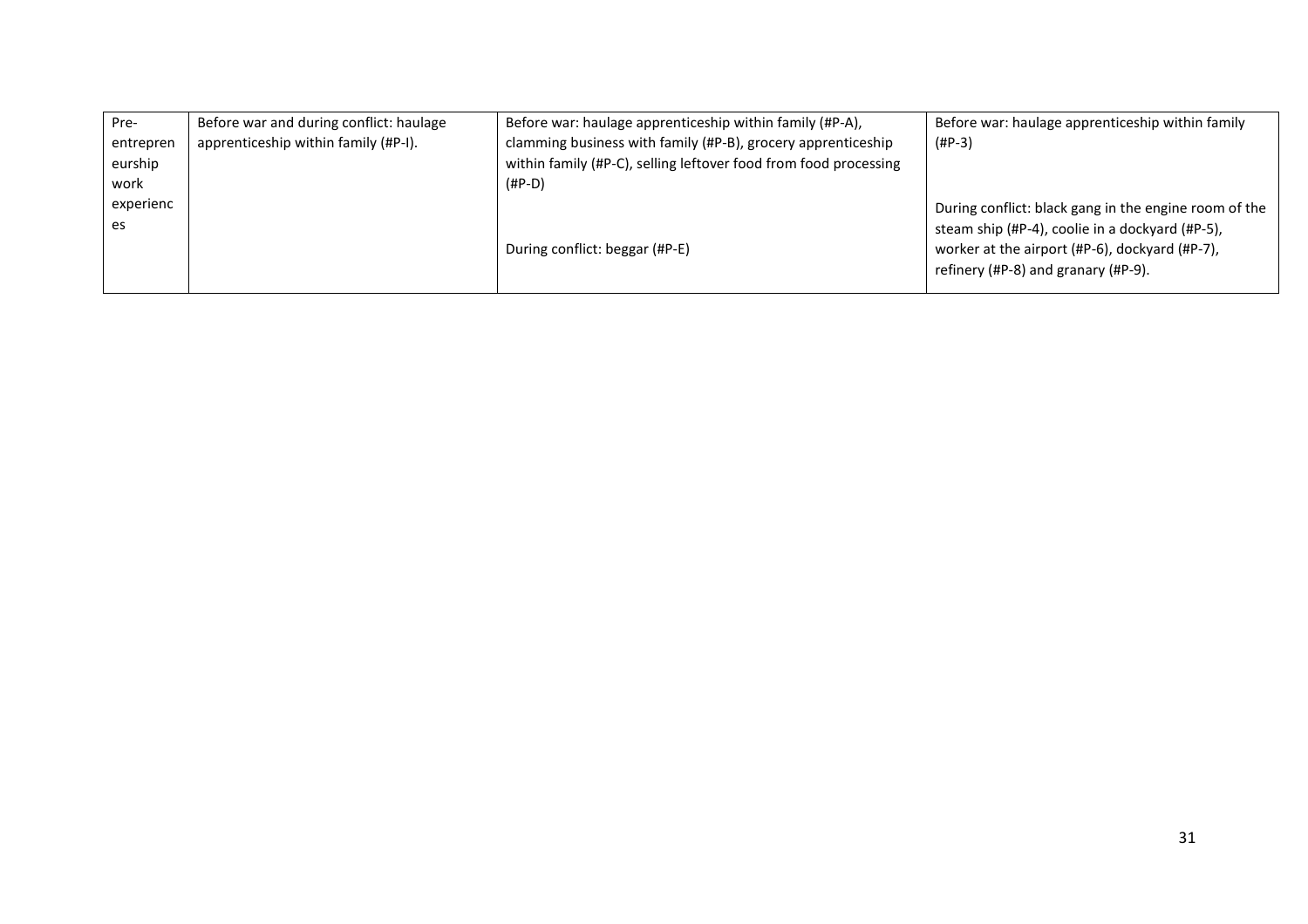| Pre-entrepreneurship work experiences | Before war and during conflict: haulage apprenticeship within family (#P-I). | Before war: haulage apprenticeship within family (#P-A), clamming business with family (#P-B), grocery apprenticeship within family (#P-C), selling leftover food from food processing (#P-D)<br><br>During conflict: beggar (#P-E) | Before war: haulage apprenticeship within family (#P-3)<br><br>During conflict: black gang in the engine room of the steam ship (#P-4), coolie in a dockyard (#P-5), worker at the airport (#P-6), dockyard (#P-7), refinery (#P-8) and granary (#P-9). |
|---|---|---|---|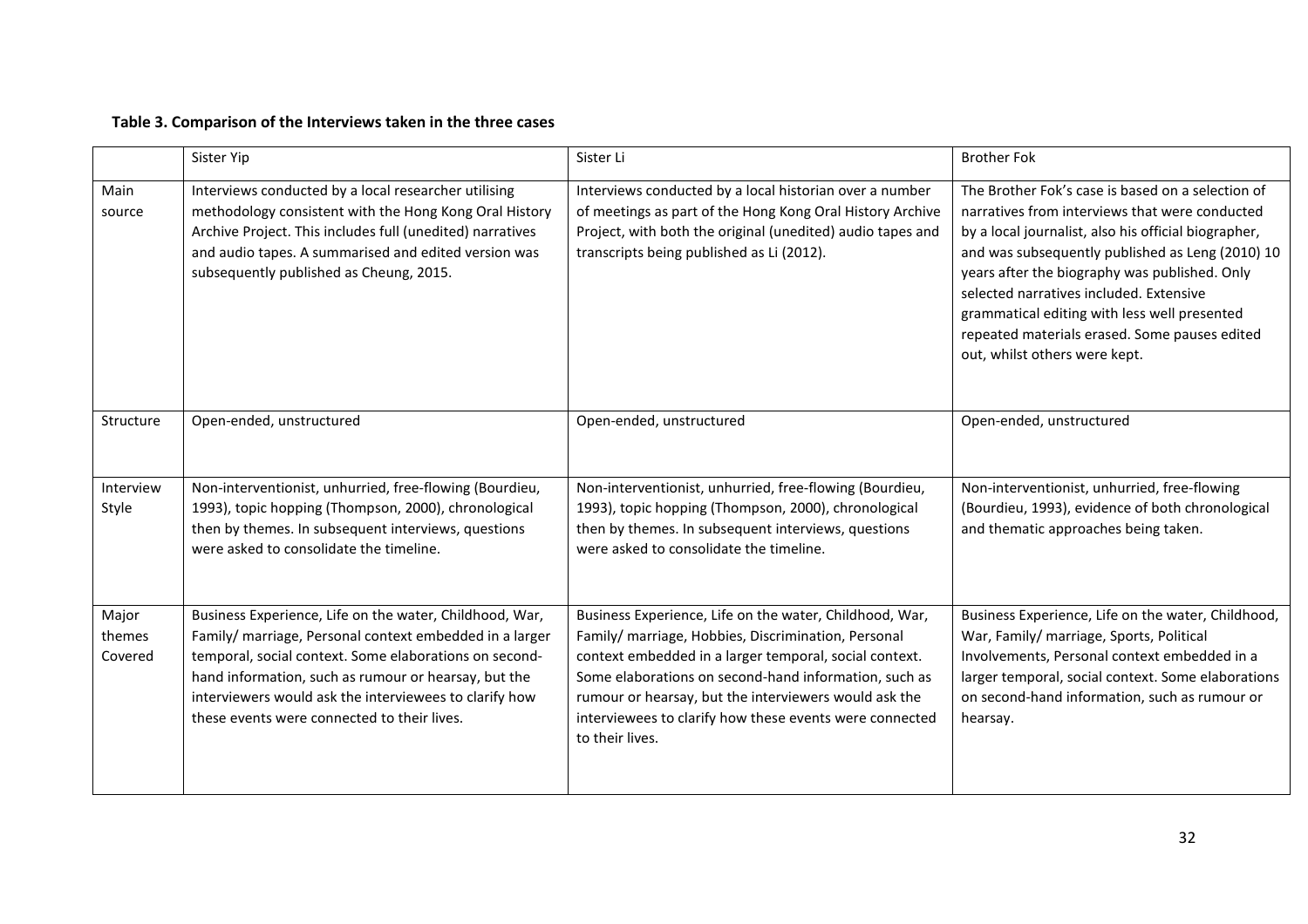**Table 3. Comparison of the Interviews taken in the three cases**

| | Sister Yip | Sister Li | Brother Fok |
|---|---|---|---|
| Main source | Interviews conducted by a local researcher utilising methodology consistent with the Hong Kong Oral History Archive Project. This includes full (unedited) narratives and audio tapes. A summarised and edited version was subsequently published as Cheung, 2015. | Interviews conducted by a local historian over a number of meetings as part of the Hong Kong Oral History Archive Project, with both the original (unedited) audio tapes and transcripts being published as Li (2012). | The Brother Fok's case is based on a selection of narratives from interviews that were conducted by a local journalist, also his official biographer, and was subsequently published as Leng (2010) 10 years after the biography was published. Only selected narratives included. Extensive grammatical editing with less well presented repeated materials erased. Some pauses edited out, whilst others were kept. |
| Structure | Open-ended, unstructured | Open-ended, unstructured | Open-ended, unstructured |
| Interview Style | Non-interventionist, unhurried, free-flowing (Bourdieu, 1993), topic hopping (Thompson, 2000), chronological then by themes. In subsequent interviews, questions were asked to consolidate the timeline. | Non-interventionist, unhurried, free-flowing (Bourdieu, 1993), topic hopping (Thompson, 2000), chronological then by themes. In subsequent interviews, questions were asked to consolidate the timeline. | Non-interventionist, unhurried, free-flowing (Bourdieu, 1993), evidence of both chronological and thematic approaches being taken. |
| Major themes Covered | Business Experience, Life on the water, Childhood, War, Family/ marriage, Personal context embedded in a larger temporal, social context. Some elaborations on second-hand information, such as rumour or hearsay, but the interviewers would ask the interviewees to clarify how these events were connected to their lives. | Business Experience, Life on the water, Childhood, War, Family/ marriage, Hobbies, Discrimination, Personal context embedded in a larger temporal, social context. Some elaborations on second-hand information, such as rumour or hearsay, but the interviewers would ask the interviewees to clarify how these events were connected to their lives. | Business Experience, Life on the water, Childhood, War, Family/ marriage, Sports, Political Involvements, Personal context embedded in a larger temporal, social context. Some elaborations on second-hand information, such as rumour or hearsay. |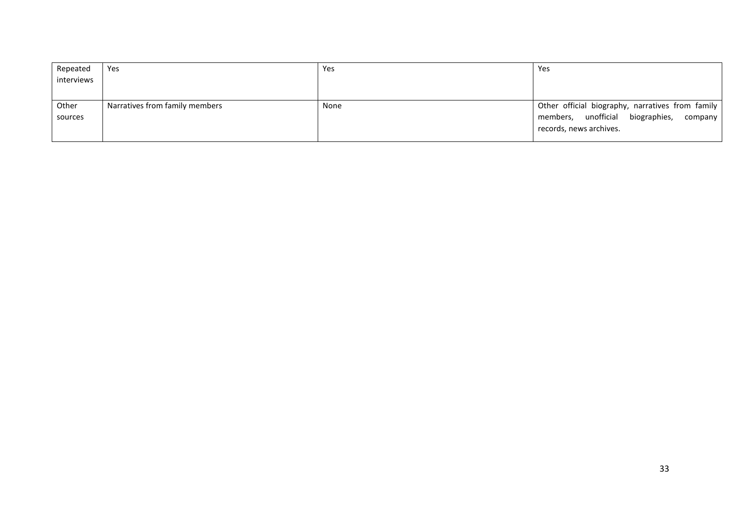| Repeated interviews | Yes | Yes | Yes |
|---|---|---|---|
| Other sources | Narratives from family members | None | Other official biography, narratives from family members, unofficial biographies, company records, news archives. |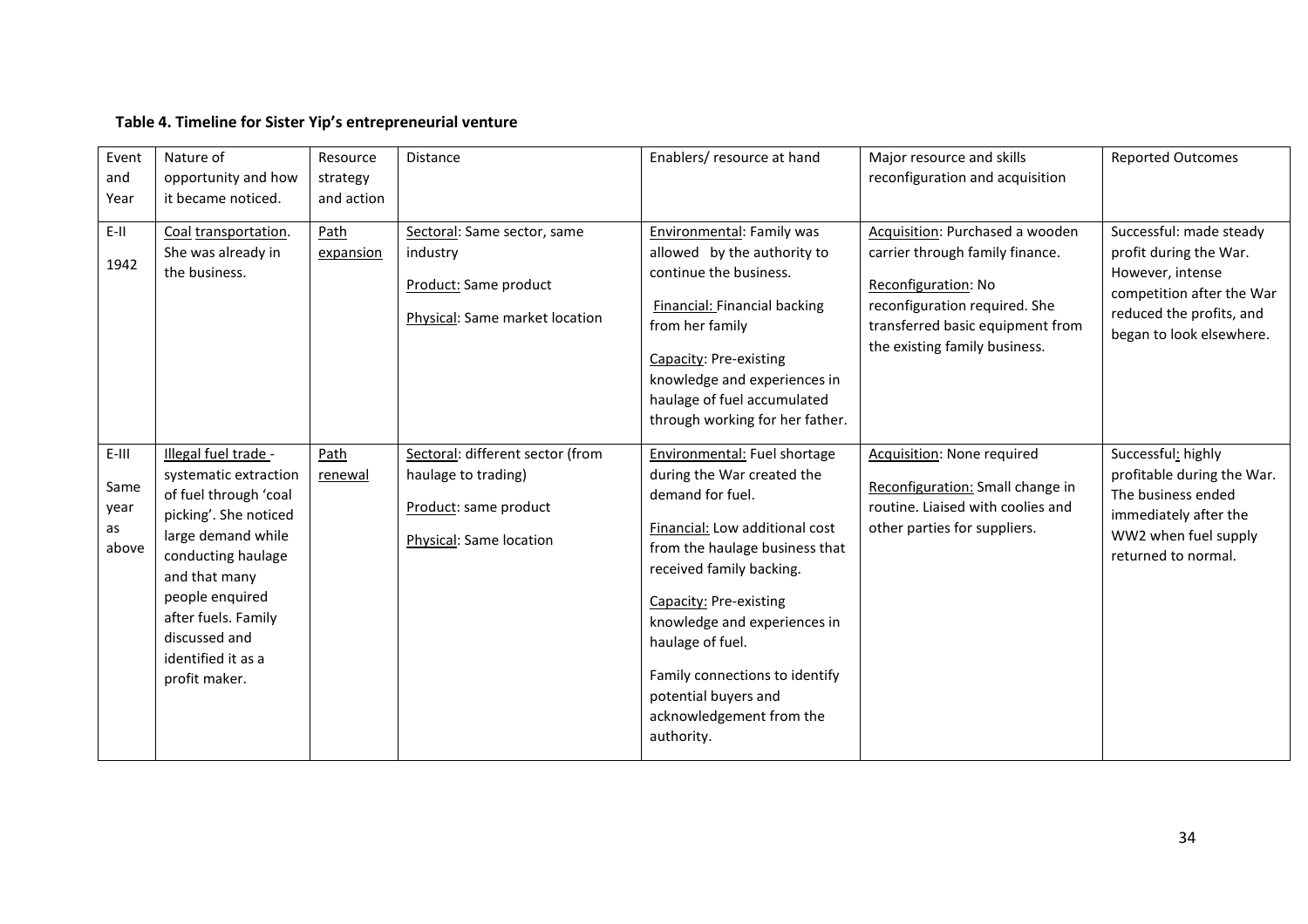**Table 4. Timeline for Sister Yip's entrepreneurial venture**

| Event and Year | Nature of opportunity and how it became noticed. | Resource strategy and action | Distance | Enablers/ resource at hand | Major resource and skills reconfiguration and acquisition | Reported Outcomes |
|---|---|---|---|---|---|---|
| E-II 1942 | Coal transportation. She was already in the business. | Path expansion | Sectoral: Same sector, same industry<br>Product: Same product<br>Physical: Same market location | Environmental: Family was allowed by the authority to continue the business.<br>Financial: Financial backing from her family<br>Capacity: Pre-existing knowledge and experiences in haulage of fuel accumulated through working for her father. | Acquisition: Purchased a wooden carrier through family finance.<br>Reconfiguration: No reconfiguration required. She transferred basic equipment from the existing family business. | Successful: made steady profit during the War. However, intense competition after the War reduced the profits, and began to look elsewhere. |
| E-III Same year as above | Illegal fuel trade - systematic extraction of fuel through 'coal picking'. She noticed large demand while conducting haulage and that many people enquired after fuels. Family discussed and identified it as a profit maker. | Path renewal | Sectoral: different sector (from haulage to trading)<br>Product: same product<br>Physical: Same location | Environmental: Fuel shortage during the War created the demand for fuel.<br>Financial: Low additional cost from the haulage business that received family backing.<br>Capacity: Pre-existing knowledge and experiences in haulage of fuel.<br>Family connections to identify potential buyers and acknowledgement from the authority. | Acquisition: None required<br>Reconfiguration: Small change in routine. Liaised with coolies and other parties for suppliers. | Successful: highly profitable during the War. The business ended immediately after the WW2 when fuel supply returned to normal. |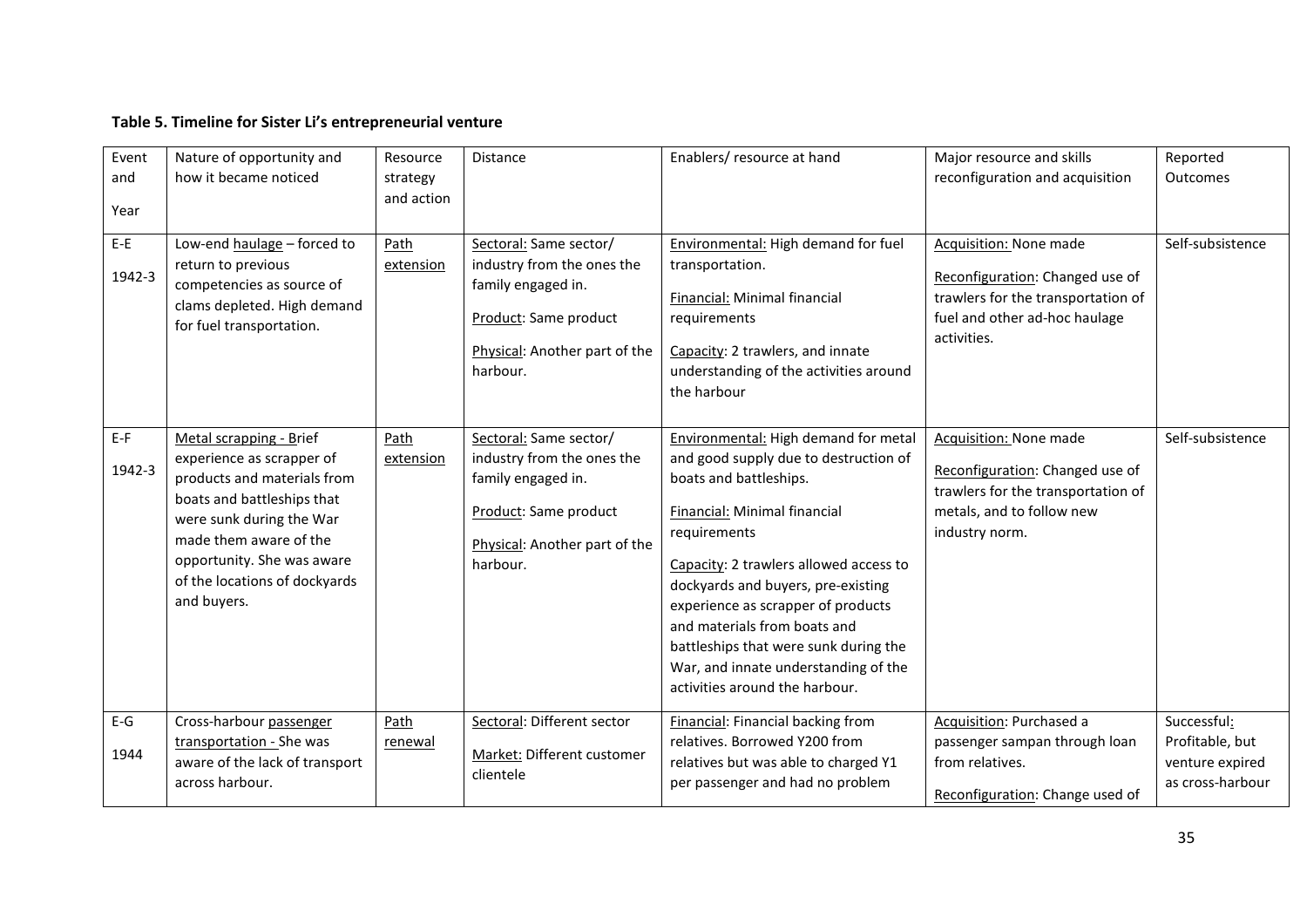**Table 5. Timeline for Sister Li's entrepreneurial venture**

| Event and Year | Nature of opportunity and how it became noticed | Resource strategy and action | Distance | Enablers/ resource at hand | Major resource and skills reconfiguration and acquisition | Reported Outcomes |
|---|---|---|---|---|---|---|
| E-E 1942-3 | Low-end haulage – forced to return to previous competencies as source of clams depleted. High demand for fuel transportation. | Path extension | Sectoral: Same sector/ industry from the ones the family engaged in.<br>Product: Same product<br>Physical: Another part of the harbour. | Environmental: High demand for fuel transportation.<br>Financial: Minimal financial requirements<br>Capacity: 2 trawlers, and innate understanding of the activities around the harbour | Acquisition: None made<br>Reconfiguration: Changed use of trawlers for the transportation of fuel and other ad-hoc haulage activities. | Self-subsistence |
| E-F 1942-3 | Metal scrapping - Brief experience as scrapper of products and materials from boats and battleships that were sunk during the War made them aware of the opportunity. She was aware of the locations of dockyards and buyers. | Path extension | Sectoral: Same sector/ industry from the ones the family engaged in.<br>Product: Same product<br>Physical: Another part of the harbour. | Environmental: High demand for metal and good supply due to destruction of boats and battleships.<br>Financial: Minimal financial requirements<br>Capacity: 2 trawlers allowed access to dockyards and buyers, pre-existing experience as scrapper of products and materials from boats and battleships that were sunk during the War, and innate understanding of the activities around the harbour. | Acquisition: None made<br>Reconfiguration: Changed use of trawlers for the transportation of metals, and to follow new industry norm. | Self-subsistence |
| E-G 1944 | Cross-harbour passenger transportation - She was aware of the lack of transport across harbour. | Path renewal | Sectoral: Different sector<br>Market: Different customer clientele | Financial: Financial backing from relatives. Borrowed Y200 from relatives but was able to charged Y1 per passenger and had no problem | Acquisition: Purchased a passenger sampan through loan from relatives.<br>Reconfiguration: Change used of | Successful: Profitable, but venture expired as cross-harbour |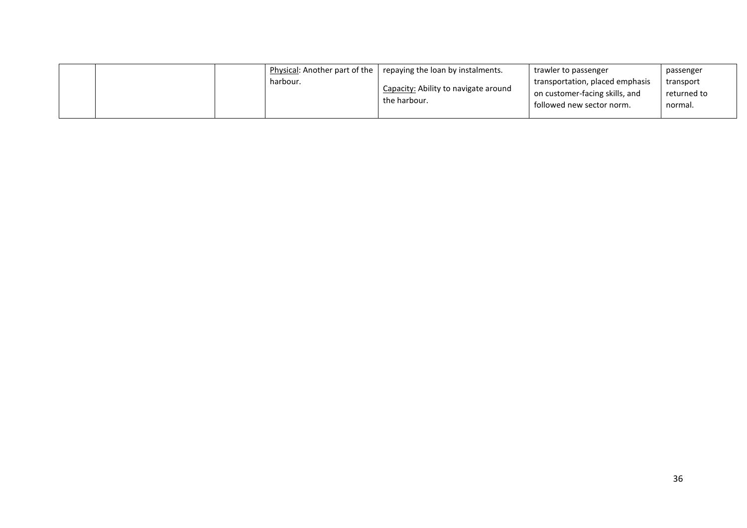|  |  |  |  |  |  |  |
|---|---|---|---|---|---|---|
|  |  |  | Physical: Another part of the harbour. | repaying the loan by instalments.<br><br>Capacity: Ability to navigate around the harbour. | trawler to passenger transportation, placed emphasis on customer-facing skills, and followed new sector norm. | passenger transport returned to normal. |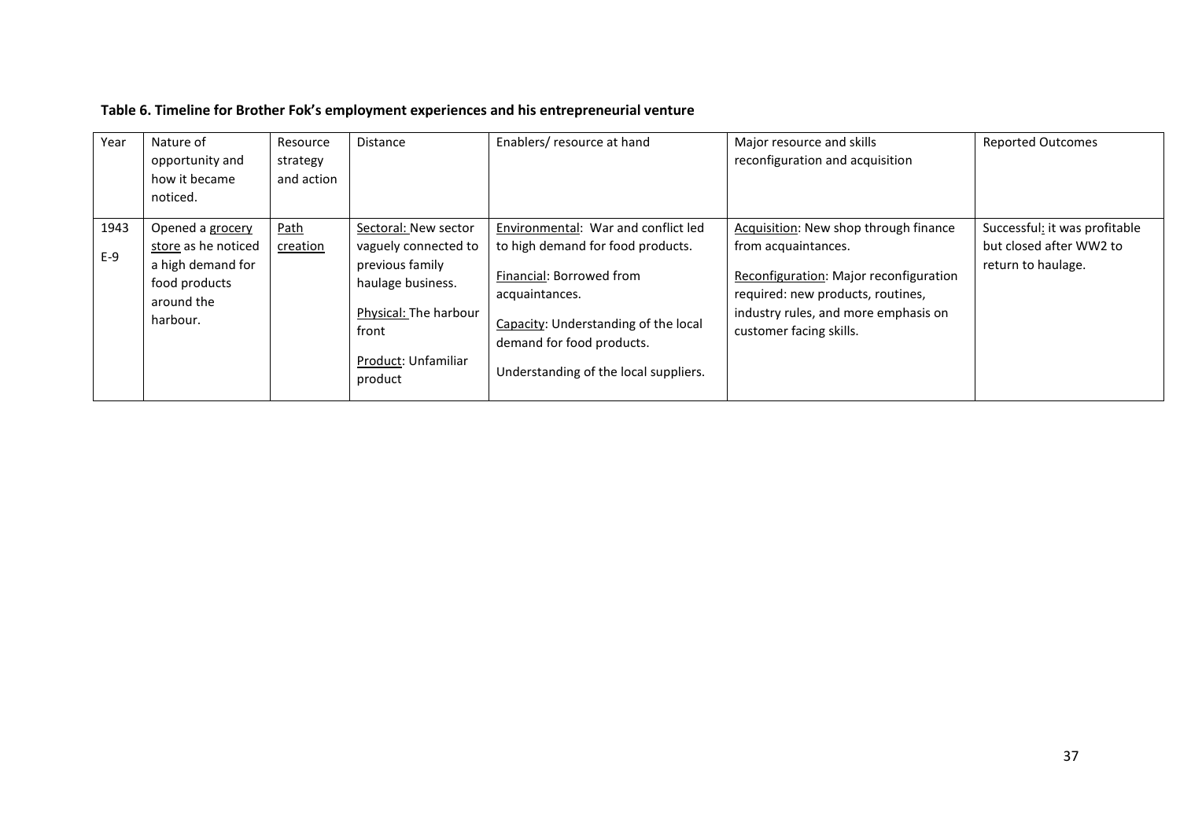**Table 6. Timeline for Brother Fok's employment experiences and his entrepreneurial venture**

| Year | Nature of opportunity and how it became noticed. | Resource strategy and action | Distance | Enablers/ resource at hand | Major resource and skills reconfiguration and acquisition | Reported Outcomes |
|---|---|---|---|---|---|---|
| 1943<br>E-9 | Opened a grocery store as he noticed a high demand for food products around the harbour. | Path creation | Sectoral: New sector vaguely connected to previous family haulage business.<br>Physical: The harbour front<br>Product: Unfamiliar product | Environmental: War and conflict led to high demand for food products.<br>Financial: Borrowed from acquaintances.<br>Capacity: Understanding of the local demand for food products.<br>Understanding of the local suppliers. | Acquisition: New shop through finance from acquaintances.<br>Reconfiguration: Major reconfiguration required: new products, routines, industry rules, and more emphasis on customer facing skills. | Successful: it was profitable but closed after WW2 to return to haulage. |